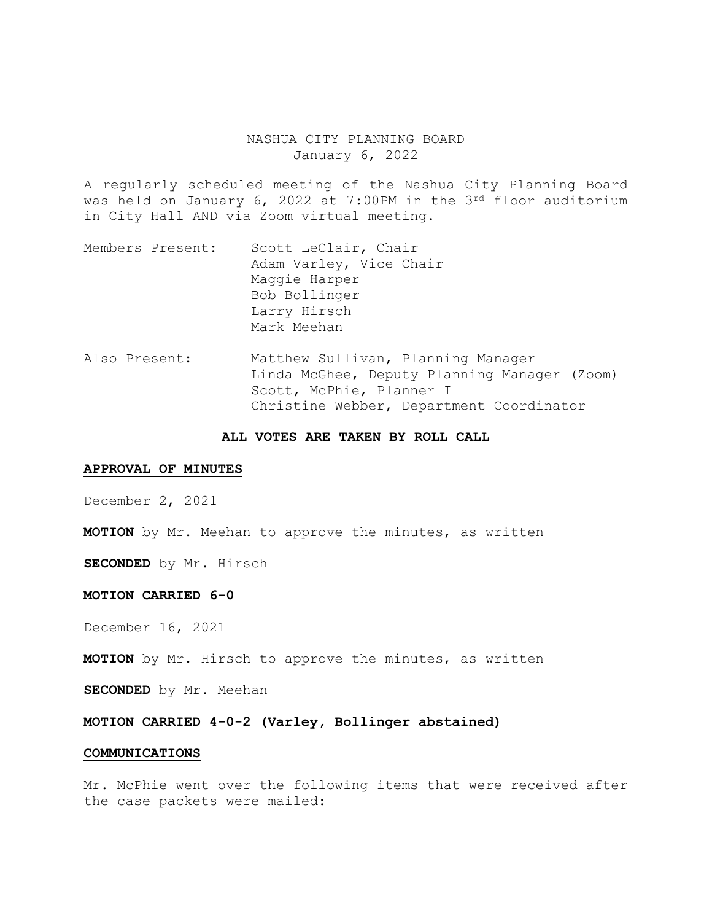NASHUA CITY PLANNING BOARD
January 6, 2022

A regularly scheduled meeting of the Nashua City Planning Board was held on January 6, 2022 at 7:00PM in the 3rd floor auditorium in City Hall AND via Zoom virtual meeting.

Members Present: Scott LeClair, Chair
Adam Varley, Vice Chair
Maggie Harper
Bob Bollinger
Larry Hirsch
Mark Meehan

Also Present: Matthew Sullivan, Planning Manager
Linda McGhee, Deputy Planning Manager (Zoom)
Scott, McPhie, Planner I
Christine Webber, Department Coordinator

**ALL VOTES ARE TAKEN BY ROLL CALL**

**APPROVAL OF MINUTES**

December 2, 2021

**MOTION** by Mr. Meehan to approve the minutes, as written

**SECONDED** by Mr. Hirsch

**MOTION CARRIED 6-0**

December 16, 2021

**MOTION** by Mr. Hirsch to approve the minutes, as written

**SECONDED** by Mr. Meehan

**MOTION CARRIED 4-0-2 (Varley, Bollinger abstained)**

**COMMUNICATIONS**

Mr. McPhie went over the following items that were received after the case packets were mailed: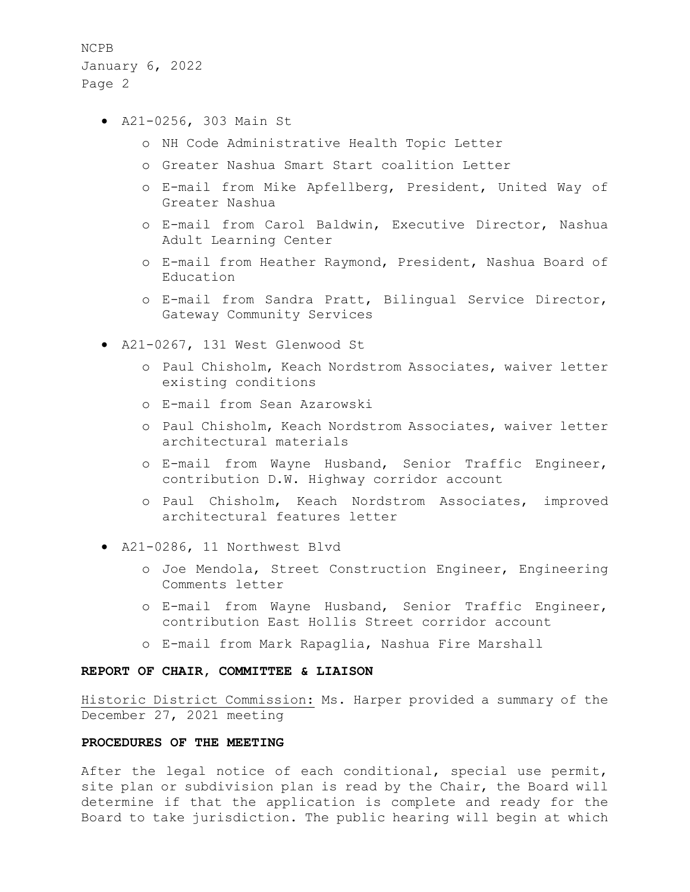- A21-0256, 303 Main St
    - NH Code Administrative Health Topic Letter
    - Greater Nashua Smart Start coalition Letter
    - E-mail from Mike Apfellberg, President, United Way of Greater Nashua
    - E-mail from Carol Baldwin, Executive Director, Nashua Adult Learning Center
    - E-mail from Heather Raymond, President, Nashua Board of Education
    - E-mail from Sandra Pratt, Bilingual Service Director, Gateway Community Services
- A21-0267, 131 West Glenwood St
    - Paul Chisholm, Keach Nordstrom Associates, waiver letter existing conditions
    - E-mail from Sean Azarowski
    - Paul Chisholm, Keach Nordstrom Associates, waiver letter architectural materials
    - E-mail from Wayne Husband, Senior Traffic Engineer, contribution D.W. Highway corridor account
    - Paul Chisholm, Keach Nordstrom Associates, improved architectural features letter
- A21-0286, 11 Northwest Blvd
    - Joe Mendola, Street Construction Engineer, Engineering Comments letter
    - E-mail from Wayne Husband, Senior Traffic Engineer, contribution East Hollis Street corridor account
    - E-mail from Mark Rapaglia, Nashua Fire Marshall

**REPORT OF CHAIR, COMMITTEE & LIAISON**

Historic District Commission: Ms. Harper provided a summary of the December 27, 2021 meeting

**PROCEDURES OF THE MEETING**

After the legal notice of each conditional, special use permit, site plan or subdivision plan is read by the Chair, the Board will determine if that the application is complete and ready for the Board to take jurisdiction. The public hearing will begin at which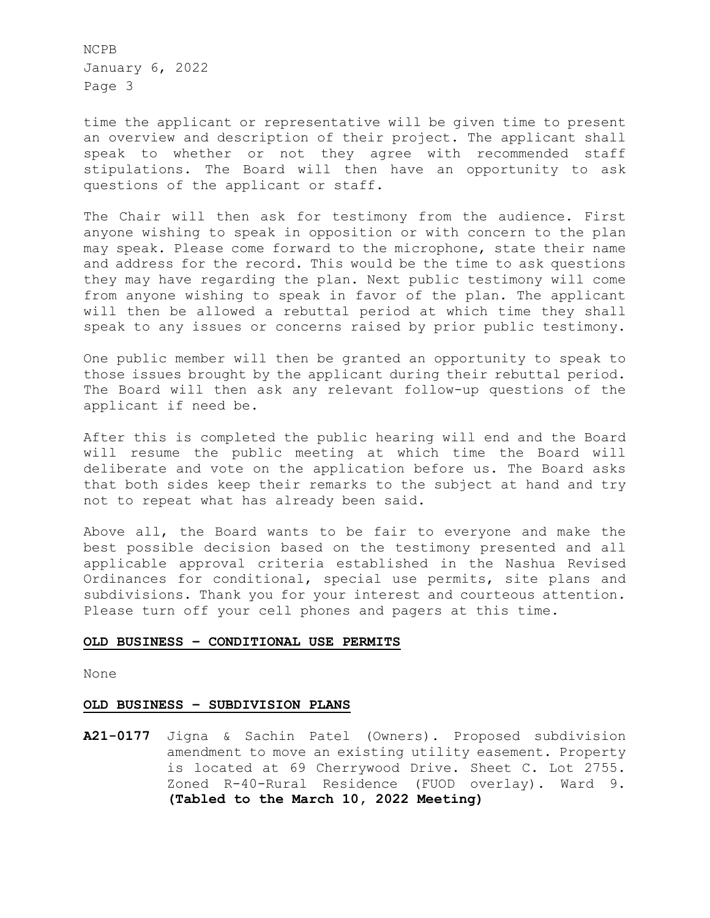time the applicant or representative will be given time to present an overview and description of their project. The applicant shall speak to whether or not they agree with recommended staff stipulations. The Board will then have an opportunity to ask questions of the applicant or staff.

The Chair will then ask for testimony from the audience. First anyone wishing to speak in opposition or with concern to the plan may speak. Please come forward to the microphone, state their name and address for the record. This would be the time to ask questions they may have regarding the plan. Next public testimony will come from anyone wishing to speak in favor of the plan. The applicant will then be allowed a rebuttal period at which time they shall speak to any issues or concerns raised by prior public testimony.

One public member will then be granted an opportunity to speak to those issues brought by the applicant during their rebuttal period. The Board will then ask any relevant follow-up questions of the applicant if need be.

After this is completed the public hearing will end and the Board will resume the public meeting at which time the Board will deliberate and vote on the application before us. The Board asks that both sides keep their remarks to the subject at hand and try not to repeat what has already been said.

Above all, the Board wants to be fair to everyone and make the best possible decision based on the testimony presented and all applicable approval criteria established in the Nashua Revised Ordinances for conditional, special use permits, site plans and subdivisions. Thank you for your interest and courteous attention. Please turn off your cell phones and pagers at this time.

## OLD BUSINESS – CONDITIONAL USE PERMITS

None

## OLD BUSINESS – SUBDIVISION PLANS

**A21-0177** Jigna & Sachin Patel (Owners). Proposed subdivision amendment to move an existing utility easement. Property is located at 69 Cherrywood Drive. Sheet C. Lot 2755. Zoned R-40-Rural Residence (FUOD overlay). Ward 9. **(Tabled to the March 10, 2022 Meeting)**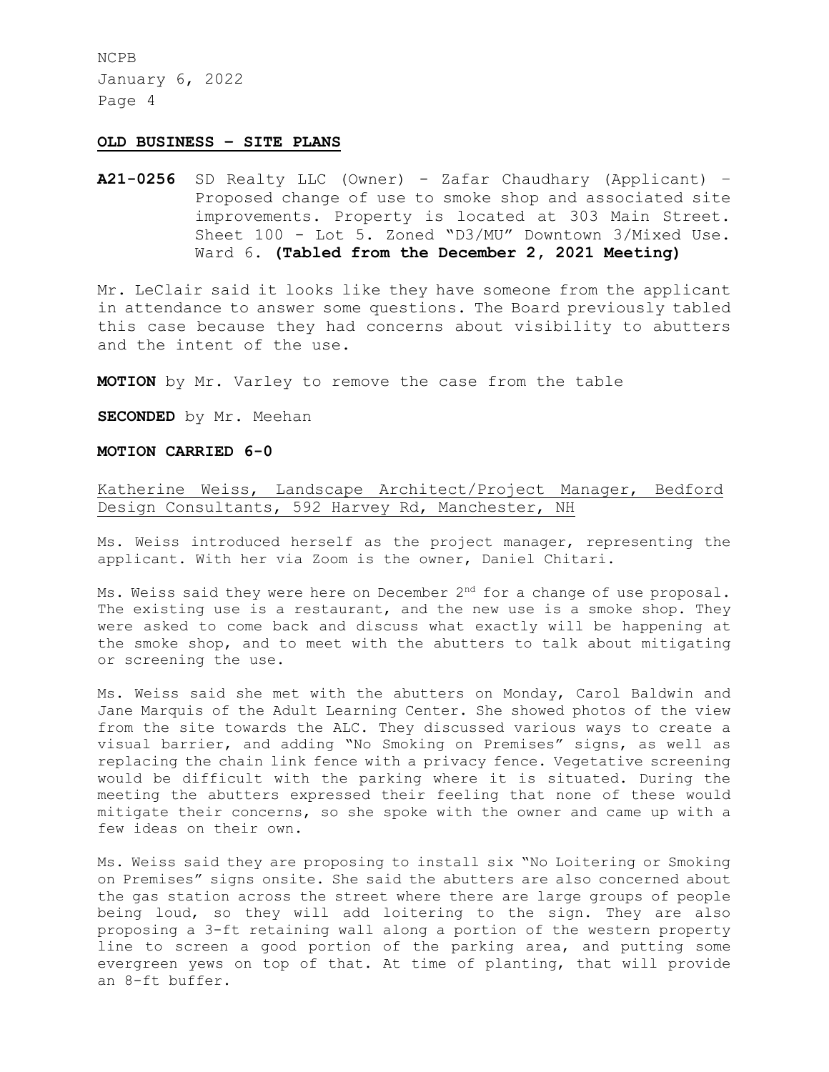**OLD BUSINESS – SITE PLANS**

**A21-0256** SD Realty LLC (Owner) - Zafar Chaudhary (Applicant) – Proposed change of use to smoke shop and associated site improvements. Property is located at 303 Main Street. Sheet 100 - Lot 5. Zoned "D3/MU" Downtown 3/Mixed Use. Ward 6. **(Tabled from the December 2, 2021 Meeting)**

Mr. LeClair said it looks like they have someone from the applicant in attendance to answer some questions. The Board previously tabled this case because they had concerns about visibility to abutters and the intent of the use.

**MOTION** by Mr. Varley to remove the case from the table

**SECONDED** by Mr. Meehan

**MOTION CARRIED 6-0**

<u>Katherine Weiss, Landscape Architect/Project Manager, Bedford Design Consultants, 592 Harvey Rd, Manchester, NH</u>

Ms. Weiss introduced herself as the project manager, representing the applicant. With her via Zoom is the owner, Daniel Chitari.

Ms. Weiss said they were here on December 2nd for a change of use proposal. The existing use is a restaurant, and the new use is a smoke shop. They were asked to come back and discuss what exactly will be happening at the smoke shop, and to meet with the abutters to talk about mitigating or screening the use.

Ms. Weiss said she met with the abutters on Monday, Carol Baldwin and Jane Marquis of the Adult Learning Center. She showed photos of the view from the site towards the ALC. They discussed various ways to create a visual barrier, and adding "No Smoking on Premises" signs, as well as replacing the chain link fence with a privacy fence. Vegetative screening would be difficult with the parking where it is situated. During the meeting the abutters expressed their feeling that none of these would mitigate their concerns, so she spoke with the owner and came up with a few ideas on their own.

Ms. Weiss said they are proposing to install six "No Loitering or Smoking on Premises" signs onsite. She said the abutters are also concerned about the gas station across the street where there are large groups of people being loud, so they will add loitering to the sign. They are also proposing a 3-ft retaining wall along a portion of the western property line to screen a good portion of the parking area, and putting some evergreen yews on top of that. At time of planting, that will provide an 8-ft buffer.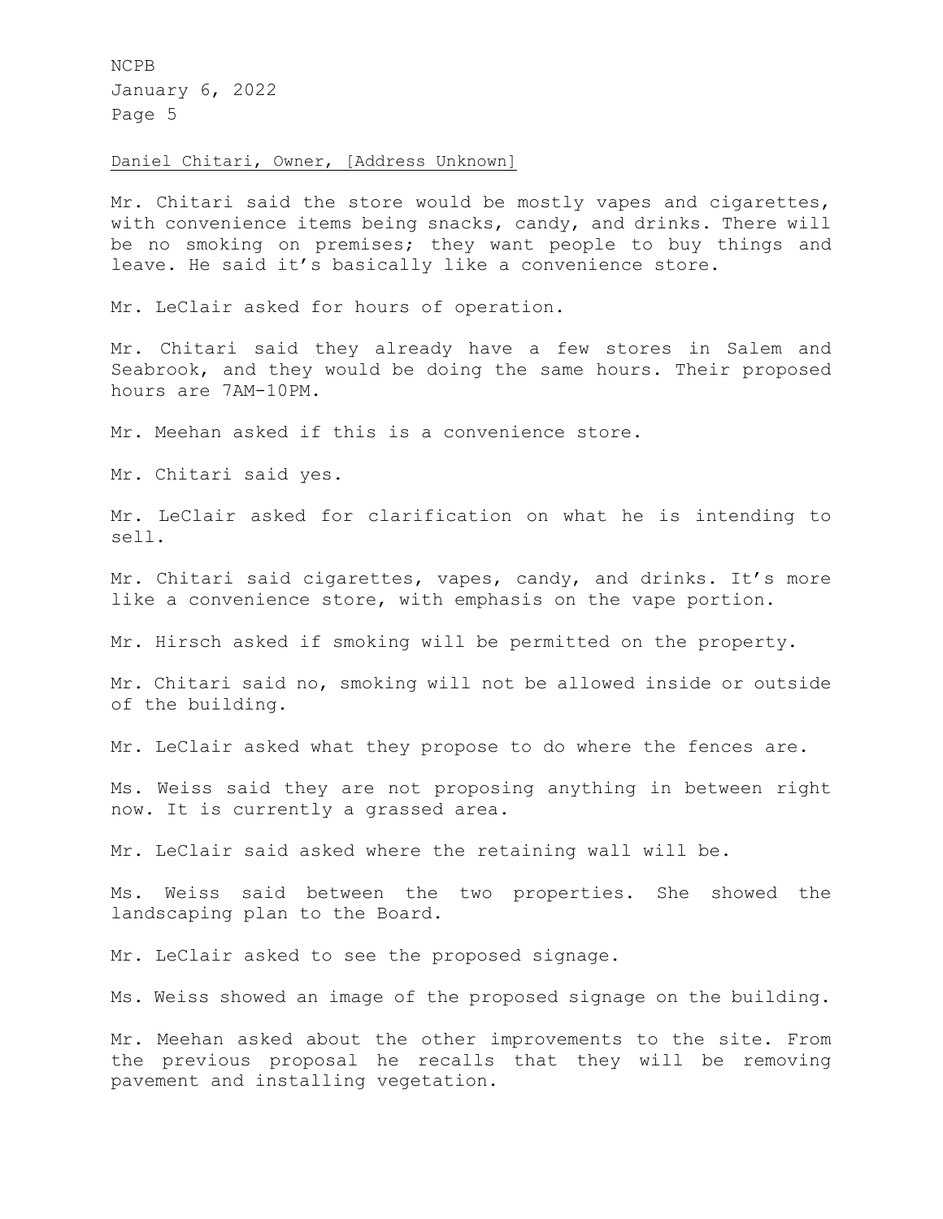Daniel Chitari, Owner, [Address Unknown]

Mr. Chitari said the store would be mostly vapes and cigarettes, with convenience items being snacks, candy, and drinks. There will be no smoking on premises; they want people to buy things and leave. He said it's basically like a convenience store.

Mr. LeClair asked for hours of operation.

Mr. Chitari said they already have a few stores in Salem and Seabrook, and they would be doing the same hours. Their proposed hours are 7AM-10PM.

Mr. Meehan asked if this is a convenience store.

Mr. Chitari said yes.

Mr. LeClair asked for clarification on what he is intending to sell.

Mr. Chitari said cigarettes, vapes, candy, and drinks. It's more like a convenience store, with emphasis on the vape portion.

Mr. Hirsch asked if smoking will be permitted on the property.

Mr. Chitari said no, smoking will not be allowed inside or outside of the building.

Mr. LeClair asked what they propose to do where the fences are.

Ms. Weiss said they are not proposing anything in between right now. It is currently a grassed area.

Mr. LeClair said asked where the retaining wall will be.

Ms. Weiss said between the two properties. She showed the landscaping plan to the Board.

Mr. LeClair asked to see the proposed signage.

Ms. Weiss showed an image of the proposed signage on the building.

Mr. Meehan asked about the other improvements to the site. From the previous proposal he recalls that they will be removing pavement and installing vegetation.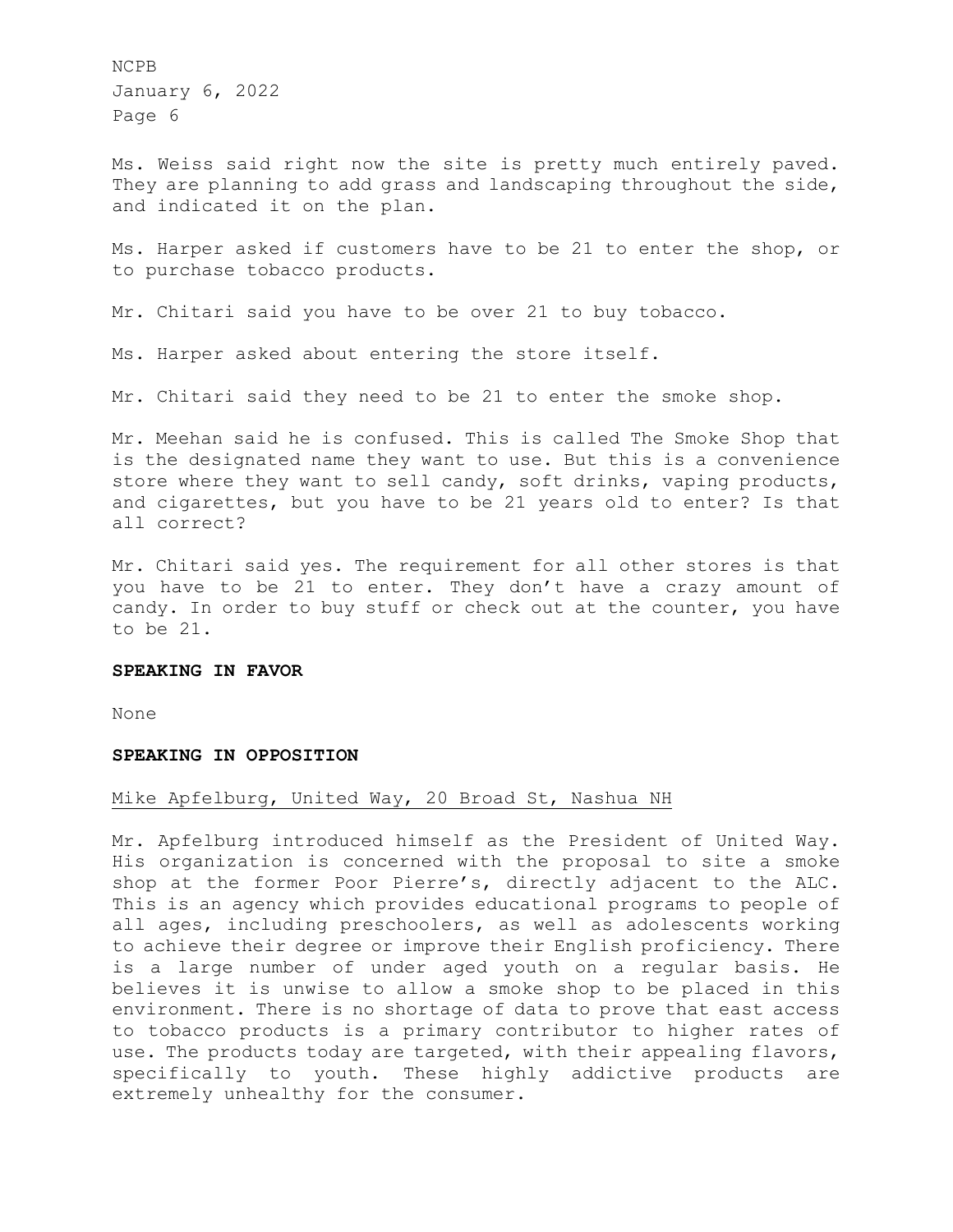Ms. Weiss said right now the site is pretty much entirely paved. They are planning to add grass and landscaping throughout the side, and indicated it on the plan.

Ms. Harper asked if customers have to be 21 to enter the shop, or to purchase tobacco products.

Mr. Chitari said you have to be over 21 to buy tobacco.

Ms. Harper asked about entering the store itself.

Mr. Chitari said they need to be 21 to enter the smoke shop.

Mr. Meehan said he is confused. This is called The Smoke Shop that is the designated name they want to use. But this is a convenience store where they want to sell candy, soft drinks, vaping products, and cigarettes, but you have to be 21 years old to enter? Is that all correct?

Mr. Chitari said yes. The requirement for all other stores is that you have to be 21 to enter. They don't have a crazy amount of candy. In order to buy stuff or check out at the counter, you have to be 21.

**SPEAKING IN FAVOR**

None

**SPEAKING IN OPPOSITION**

Mike Apfelburg, United Way, 20 Broad St, Nashua NH

Mr. Apfelburg introduced himself as the President of United Way. His organization is concerned with the proposal to site a smoke shop at the former Poor Pierre's, directly adjacent to the ALC. This is an agency which provides educational programs to people of all ages, including preschoolers, as well as adolescents working to achieve their degree or improve their English proficiency. There is a large number of under aged youth on a regular basis. He believes it is unwise to allow a smoke shop to be placed in this environment. There is no shortage of data to prove that east access to tobacco products is a primary contributor to higher rates of use. The products today are targeted, with their appealing flavors, specifically to youth. These highly addictive products are extremely unhealthy for the consumer.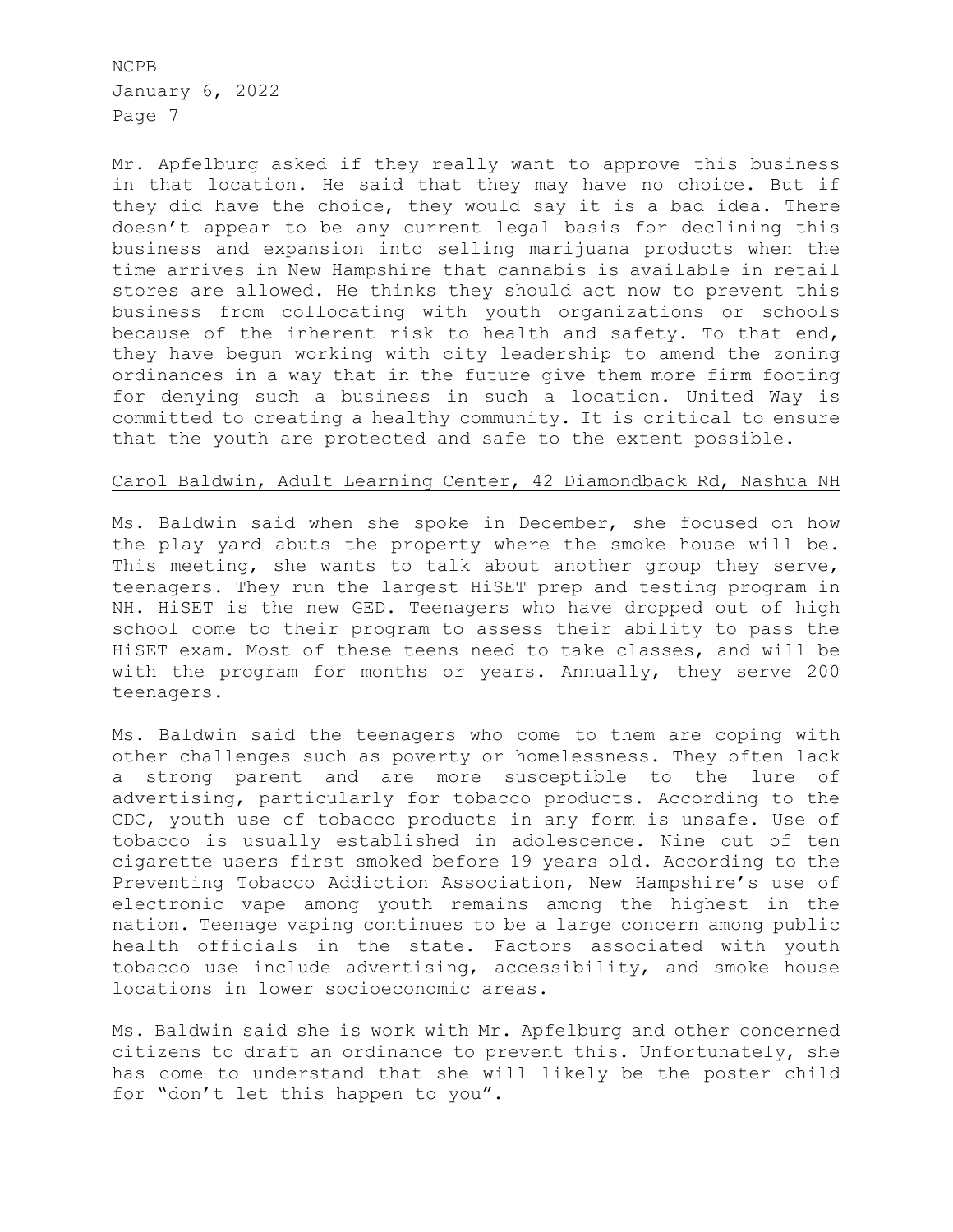Mr. Apfelburg asked if they really want to approve this business in that location. He said that they may have no choice. But if they did have the choice, they would say it is a bad idea. There doesn't appear to be any current legal basis for declining this business and expansion into selling marijuana products when the time arrives in New Hampshire that cannabis is available in retail stores are allowed. He thinks they should act now to prevent this business from collocating with youth organizations or schools because of the inherent risk to health and safety. To that end, they have begun working with city leadership to amend the zoning ordinances in a way that in the future give them more firm footing for denying such a business in such a location. United Way is committed to creating a healthy community. It is critical to ensure that the youth are protected and safe to the extent possible.

<u>Carol Baldwin, Adult Learning Center, 42 Diamondback Rd, Nashua NH</u>

Ms. Baldwin said when she spoke in December, she focused on how the play yard abuts the property where the smoke house will be. This meeting, she wants to talk about another group they serve, teenagers. They run the largest HiSET prep and testing program in NH. HiSET is the new GED. Teenagers who have dropped out of high school come to their program to assess their ability to pass the HiSET exam. Most of these teens need to take classes, and will be with the program for months or years. Annually, they serve 200 teenagers.

Ms. Baldwin said the teenagers who come to them are coping with other challenges such as poverty or homelessness. They often lack a strong parent and are more susceptible to the lure of advertising, particularly for tobacco products. According to the CDC, youth use of tobacco products in any form is unsafe. Use of tobacco is usually established in adolescence. Nine out of ten cigarette users first smoked before 19 years old. According to the Preventing Tobacco Addiction Association, New Hampshire's use of electronic vape among youth remains among the highest in the nation. Teenage vaping continues to be a large concern among public health officials in the state. Factors associated with youth tobacco use include advertising, accessibility, and smoke house locations in lower socioeconomic areas.

Ms. Baldwin said she is work with Mr. Apfelburg and other concerned citizens to draft an ordinance to prevent this. Unfortunately, she has come to understand that she will likely be the poster child for "don't let this happen to you".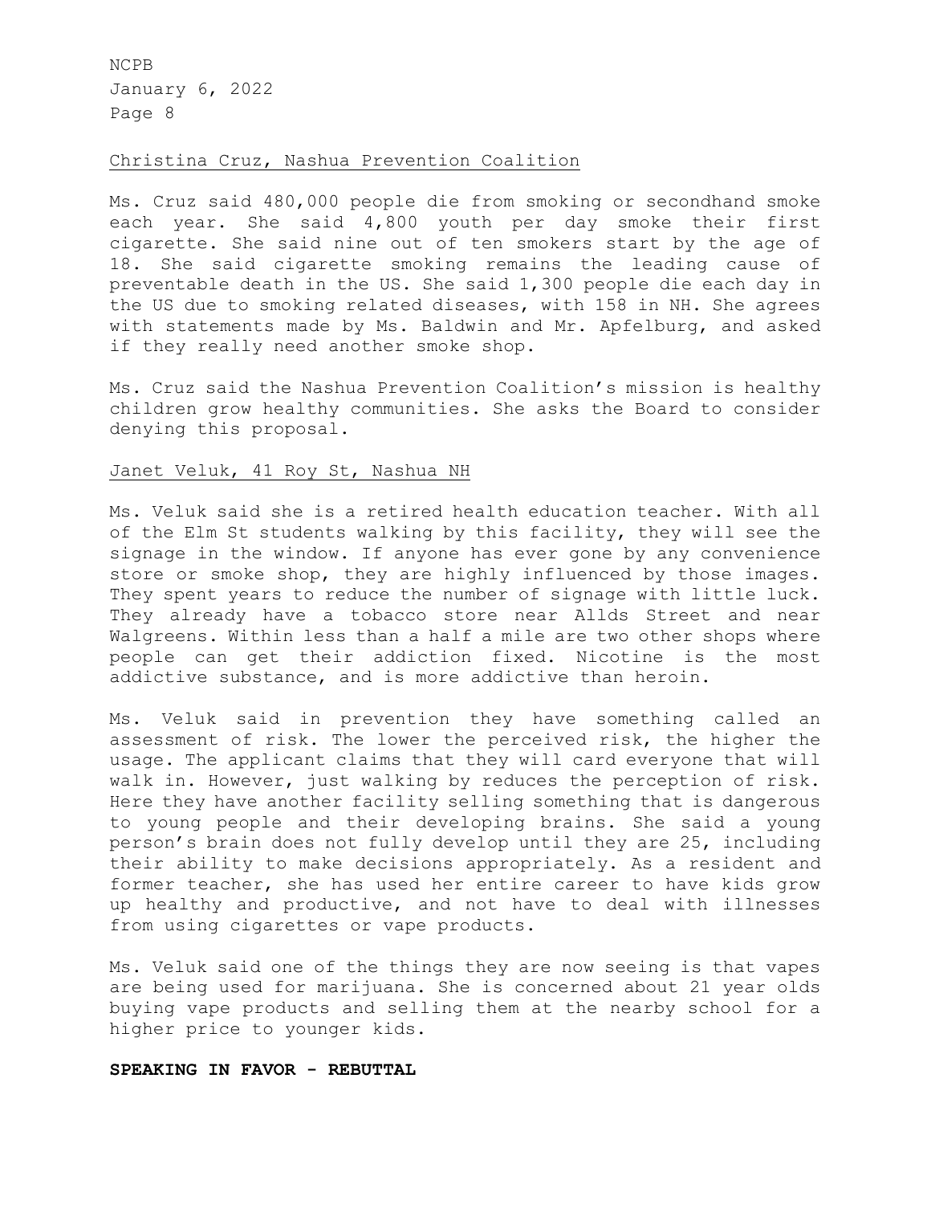Christina Cruz, Nashua Prevention Coalition

Ms. Cruz said 480,000 people die from smoking or secondhand smoke each year. She said 4,800 youth per day smoke their first cigarette. She said nine out of ten smokers start by the age of 18. She said cigarette smoking remains the leading cause of preventable death in the US. She said 1,300 people die each day in the US due to smoking related diseases, with 158 in NH. She agrees with statements made by Ms. Baldwin and Mr. Apfelburg, and asked if they really need another smoke shop.

Ms. Cruz said the Nashua Prevention Coalition's mission is healthy children grow healthy communities. She asks the Board to consider denying this proposal.

Janet Veluk, 41 Roy St, Nashua NH

Ms. Veluk said she is a retired health education teacher. With all of the Elm St students walking by this facility, they will see the signage in the window. If anyone has ever gone by any convenience store or smoke shop, they are highly influenced by those images. They spent years to reduce the number of signage with little luck. They already have a tobacco store near Allds Street and near Walgreens. Within less than a half a mile are two other shops where people can get their addiction fixed. Nicotine is the most addictive substance, and is more addictive than heroin.

Ms. Veluk said in prevention they have something called an assessment of risk. The lower the perceived risk, the higher the usage. The applicant claims that they will card everyone that will walk in. However, just walking by reduces the perception of risk. Here they have another facility selling something that is dangerous to young people and their developing brains. She said a young person's brain does not fully develop until they are 25, including their ability to make decisions appropriately. As a resident and former teacher, she has used her entire career to have kids grow up healthy and productive, and not have to deal with illnesses from using cigarettes or vape products.

Ms. Veluk said one of the things they are now seeing is that vapes are being used for marijuana. She is concerned about 21 year olds buying vape products and selling them at the nearby school for a higher price to younger kids.

**SPEAKING IN FAVOR - REBUTTAL**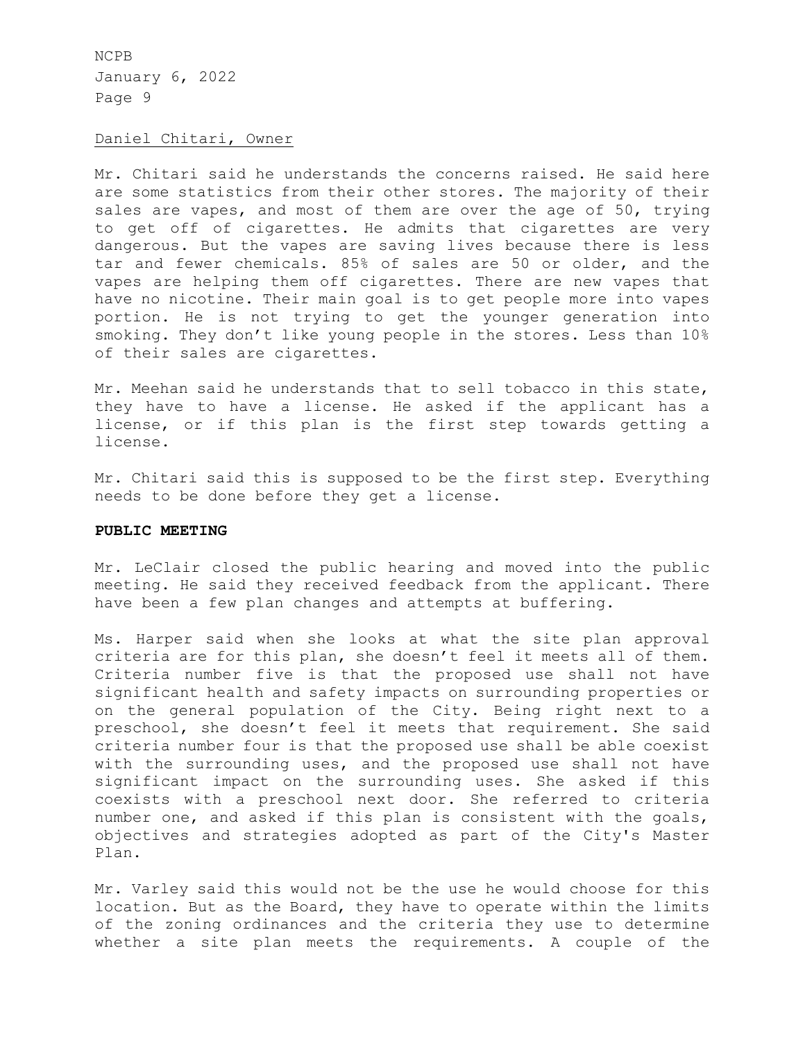Daniel Chitari, Owner

Mr. Chitari said he understands the concerns raised. He said here are some statistics from their other stores. The majority of their sales are vapes, and most of them are over the age of 50, trying to get off of cigarettes. He admits that cigarettes are very dangerous. But the vapes are saving lives because there is less tar and fewer chemicals. 85% of sales are 50 or older, and the vapes are helping them off cigarettes. There are new vapes that have no nicotine. Their main goal is to get people more into vapes portion. He is not trying to get the younger generation into smoking. They don't like young people in the stores. Less than 10% of their sales are cigarettes.

Mr. Meehan said he understands that to sell tobacco in this state, they have to have a license. He asked if the applicant has a license, or if this plan is the first step towards getting a license.

Mr. Chitari said this is supposed to be the first step. Everything needs to be done before they get a license.

**PUBLIC MEETING**

Mr. LeClair closed the public hearing and moved into the public meeting. He said they received feedback from the applicant. There have been a few plan changes and attempts at buffering.

Ms. Harper said when she looks at what the site plan approval criteria are for this plan, she doesn't feel it meets all of them. Criteria number five is that the proposed use shall not have significant health and safety impacts on surrounding properties or on the general population of the City. Being right next to a preschool, she doesn't feel it meets that requirement. She said criteria number four is that the proposed use shall be able coexist with the surrounding uses, and the proposed use shall not have significant impact on the surrounding uses. She asked if this coexists with a preschool next door. She referred to criteria number one, and asked if this plan is consistent with the goals, objectives and strategies adopted as part of the City's Master Plan.

Mr. Varley said this would not be the use he would choose for this location. But as the Board, they have to operate within the limits of the zoning ordinances and the criteria they use to determine whether a site plan meets the requirements. A couple of the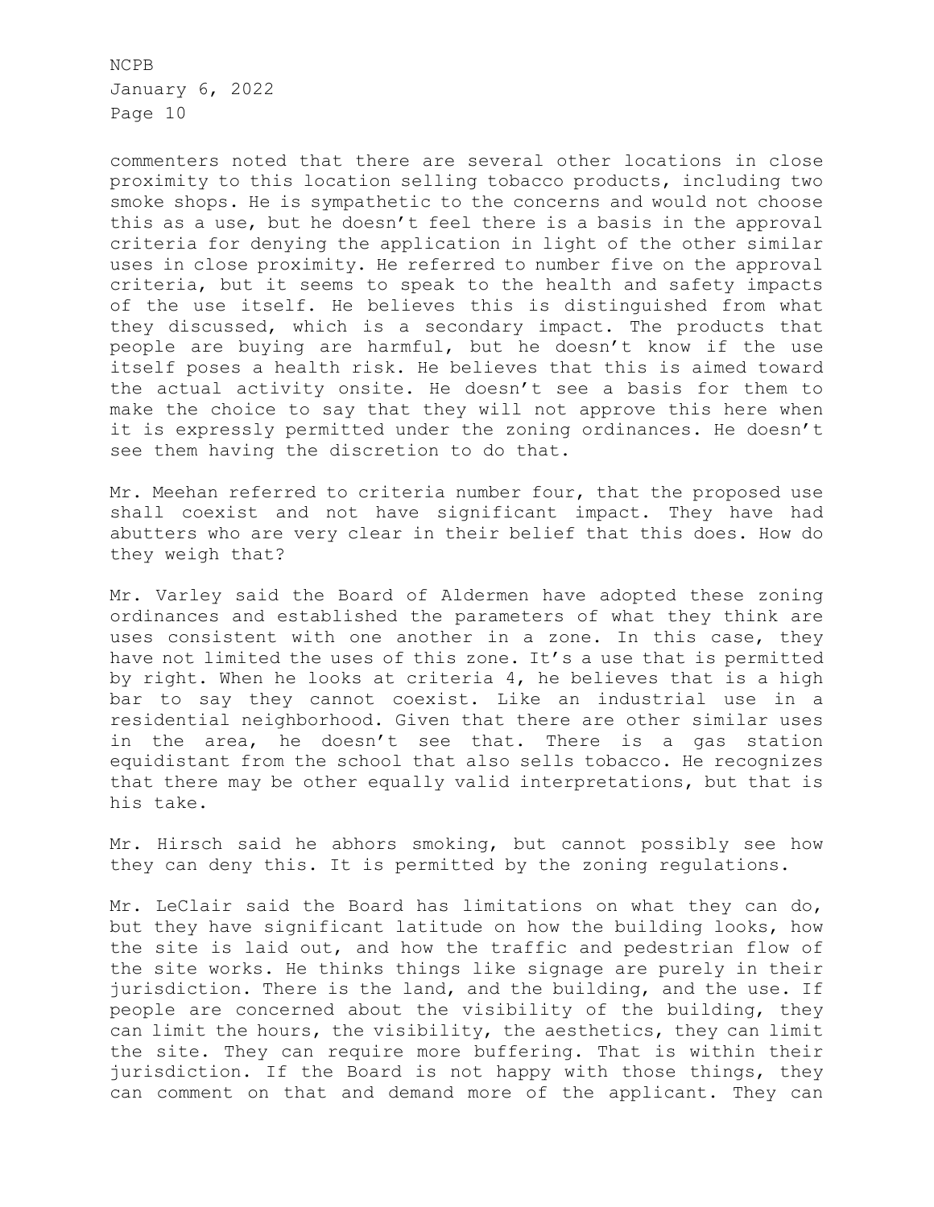commenters noted that there are several other locations in close proximity to this location selling tobacco products, including two smoke shops. He is sympathetic to the concerns and would not choose this as a use, but he doesn't feel there is a basis in the approval criteria for denying the application in light of the other similar uses in close proximity. He referred to number five on the approval criteria, but it seems to speak to the health and safety impacts of the use itself. He believes this is distinguished from what they discussed, which is a secondary impact. The products that people are buying are harmful, but he doesn't know if the use itself poses a health risk. He believes that this is aimed toward the actual activity onsite. He doesn't see a basis for them to make the choice to say that they will not approve this here when it is expressly permitted under the zoning ordinances. He doesn't see them having the discretion to do that.

Mr. Meehan referred to criteria number four, that the proposed use shall coexist and not have significant impact. They have had abutters who are very clear in their belief that this does. How do they weigh that?

Mr. Varley said the Board of Aldermen have adopted these zoning ordinances and established the parameters of what they think are uses consistent with one another in a zone. In this case, they have not limited the uses of this zone. It's a use that is permitted by right. When he looks at criteria 4, he believes that is a high bar to say they cannot coexist. Like an industrial use in a residential neighborhood. Given that there are other similar uses in the area, he doesn't see that. There is a gas station equidistant from the school that also sells tobacco. He recognizes that there may be other equally valid interpretations, but that is his take.

Mr. Hirsch said he abhors smoking, but cannot possibly see how they can deny this. It is permitted by the zoning regulations.

Mr. LeClair said the Board has limitations on what they can do, but they have significant latitude on how the building looks, how the site is laid out, and how the traffic and pedestrian flow of the site works. He thinks things like signage are purely in their jurisdiction. There is the land, and the building, and the use. If people are concerned about the visibility of the building, they can limit the hours, the visibility, the aesthetics, they can limit the site. They can require more buffering. That is within their jurisdiction. If the Board is not happy with those things, they can comment on that and demand more of the applicant. They can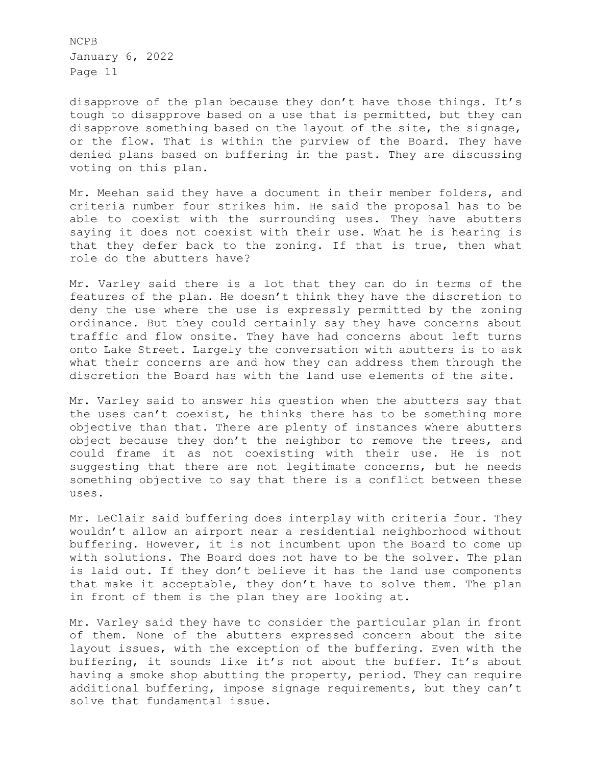disapprove of the plan because they don't have those things. It's tough to disapprove based on a use that is permitted, but they can disapprove something based on the layout of the site, the signage, or the flow. That is within the purview of the Board. They have denied plans based on buffering in the past. They are discussing voting on this plan.

Mr. Meehan said they have a document in their member folders, and criteria number four strikes him. He said the proposal has to be able to coexist with the surrounding uses. They have abutters saying it does not coexist with their use. What he is hearing is that they defer back to the zoning. If that is true, then what role do the abutters have?

Mr. Varley said there is a lot that they can do in terms of the features of the plan. He doesn't think they have the discretion to deny the use where the use is expressly permitted by the zoning ordinance. But they could certainly say they have concerns about traffic and flow onsite. They have had concerns about left turns onto Lake Street. Largely the conversation with abutters is to ask what their concerns are and how they can address them through the discretion the Board has with the land use elements of the site.

Mr. Varley said to answer his question when the abutters say that the uses can't coexist, he thinks there has to be something more objective than that. There are plenty of instances where abutters object because they don't the neighbor to remove the trees, and could frame it as not coexisting with their use. He is not suggesting that there are not legitimate concerns, but he needs something objective to say that there is a conflict between these uses.

Mr. LeClair said buffering does interplay with criteria four. They wouldn't allow an airport near a residential neighborhood without buffering. However, it is not incumbent upon the Board to come up with solutions. The Board does not have to be the solver. The plan is laid out. If they don't believe it has the land use components that make it acceptable, they don't have to solve them. The plan in front of them is the plan they are looking at.

Mr. Varley said they have to consider the particular plan in front of them. None of the abutters expressed concern about the site layout issues, with the exception of the buffering. Even with the buffering, it sounds like it's not about the buffer. It's about having a smoke shop abutting the property, period. They can require additional buffering, impose signage requirements, but they can't solve that fundamental issue.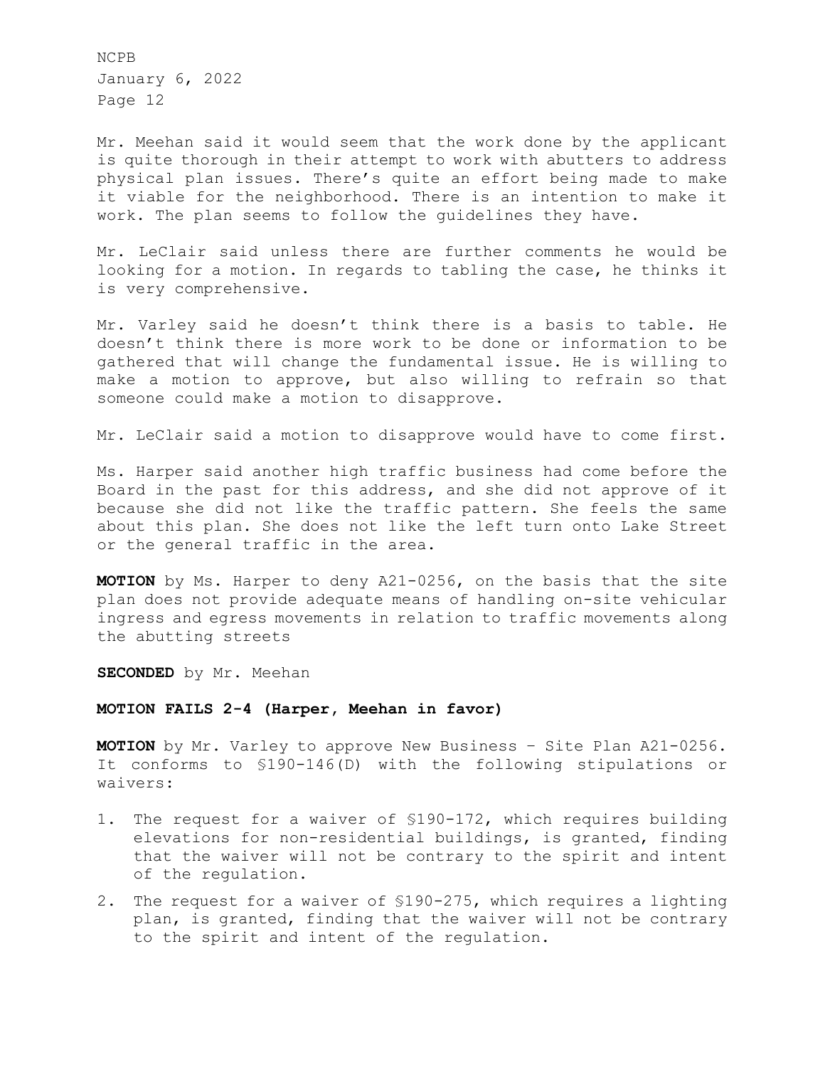Mr. Meehan said it would seem that the work done by the applicant is quite thorough in their attempt to work with abutters to address physical plan issues. There's quite an effort being made to make it viable for the neighborhood. There is an intention to make it work. The plan seems to follow the guidelines they have.

Mr. LeClair said unless there are further comments he would be looking for a motion. In regards to tabling the case, he thinks it is very comprehensive.

Mr. Varley said he doesn't think there is a basis to table. He doesn't think there is more work to be done or information to be gathered that will change the fundamental issue. He is willing to make a motion to approve, but also willing to refrain so that someone could make a motion to disapprove.

Mr. LeClair said a motion to disapprove would have to come first.

Ms. Harper said another high traffic business had come before the Board in the past for this address, and she did not approve of it because she did not like the traffic pattern. She feels the same about this plan. She does not like the left turn onto Lake Street or the general traffic in the area.

**MOTION** by Ms. Harper to deny A21-0256, on the basis that the site plan does not provide adequate means of handling on-site vehicular ingress and egress movements in relation to traffic movements along the abutting streets

**SECONDED** by Mr. Meehan

**MOTION FAILS 2-4 (Harper, Meehan in favor)**

**MOTION** by Mr. Varley to approve New Business – Site Plan A21-0256. It conforms to §190-146(D) with the following stipulations or waivers:

1. The request for a waiver of §190-172, which requires building elevations for non-residential buildings, is granted, finding that the waiver will not be contrary to the spirit and intent of the regulation.
2. The request for a waiver of §190-275, which requires a lighting plan, is granted, finding that the waiver will not be contrary to the spirit and intent of the regulation.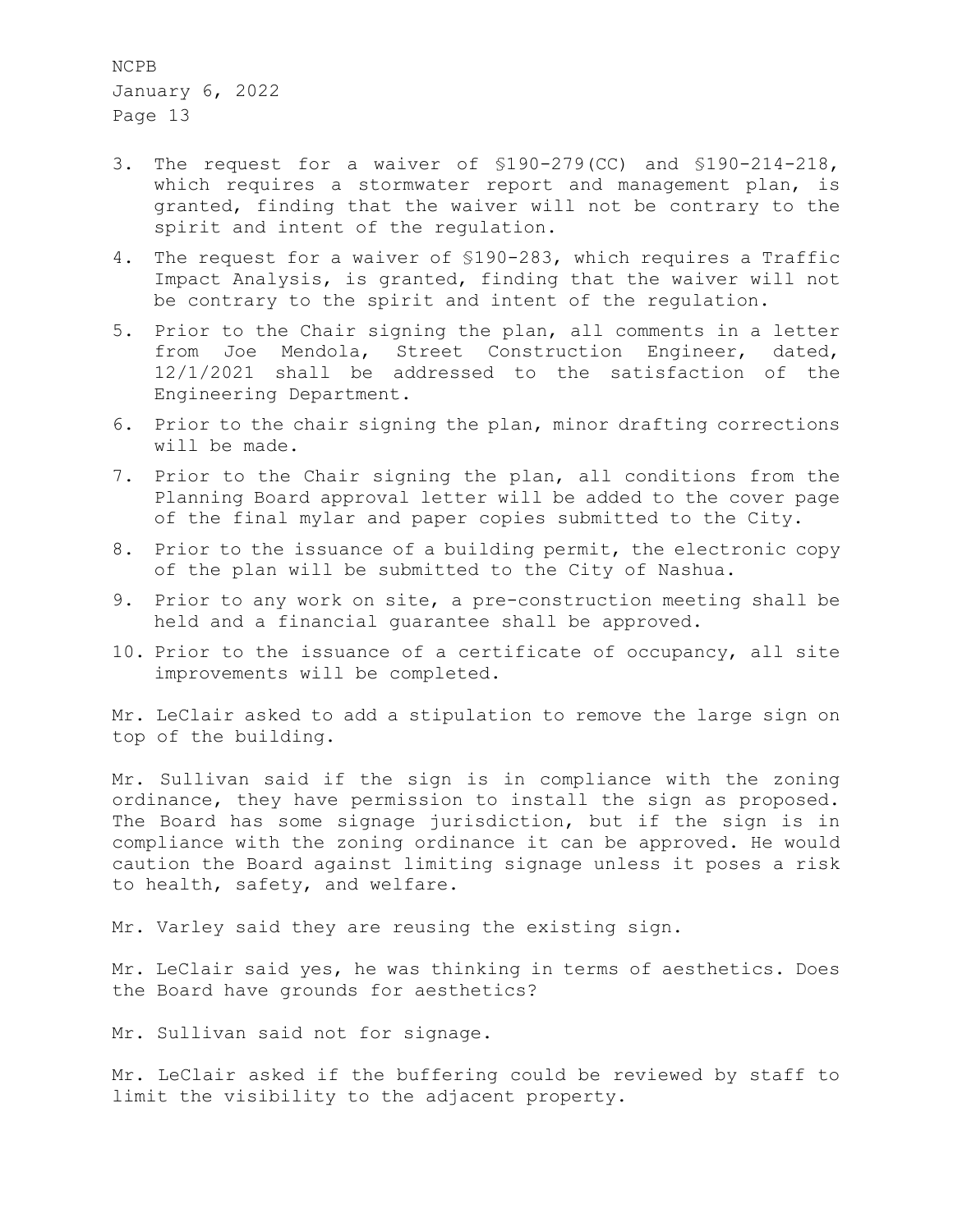3. The request for a waiver of §190-279(CC) and §190-214-218, which requires a stormwater report and management plan, is granted, finding that the waiver will not be contrary to the spirit and intent of the regulation.
4. The request for a waiver of §190-283, which requires a Traffic Impact Analysis, is granted, finding that the waiver will not be contrary to the spirit and intent of the regulation.
5. Prior to the Chair signing the plan, all comments in a letter from Joe Mendola, Street Construction Engineer, dated, 12/1/2021 shall be addressed to the satisfaction of the Engineering Department.
6. Prior to the chair signing the plan, minor drafting corrections will be made.
7. Prior to the Chair signing the plan, all conditions from the Planning Board approval letter will be added to the cover page of the final mylar and paper copies submitted to the City.
8. Prior to the issuance of a building permit, the electronic copy of the plan will be submitted to the City of Nashua.
9. Prior to any work on site, a pre-construction meeting shall be held and a financial guarantee shall be approved.
10. Prior to the issuance of a certificate of occupancy, all site improvements will be completed.

Mr. LeClair asked to add a stipulation to remove the large sign on top of the building.

Mr. Sullivan said if the sign is in compliance with the zoning ordinance, they have permission to install the sign as proposed. The Board has some signage jurisdiction, but if the sign is in compliance with the zoning ordinance it can be approved. He would caution the Board against limiting signage unless it poses a risk to health, safety, and welfare.

Mr. Varley said they are reusing the existing sign.

Mr. LeClair said yes, he was thinking in terms of aesthetics. Does the Board have grounds for aesthetics?

Mr. Sullivan said not for signage.

Mr. LeClair asked if the buffering could be reviewed by staff to limit the visibility to the adjacent property.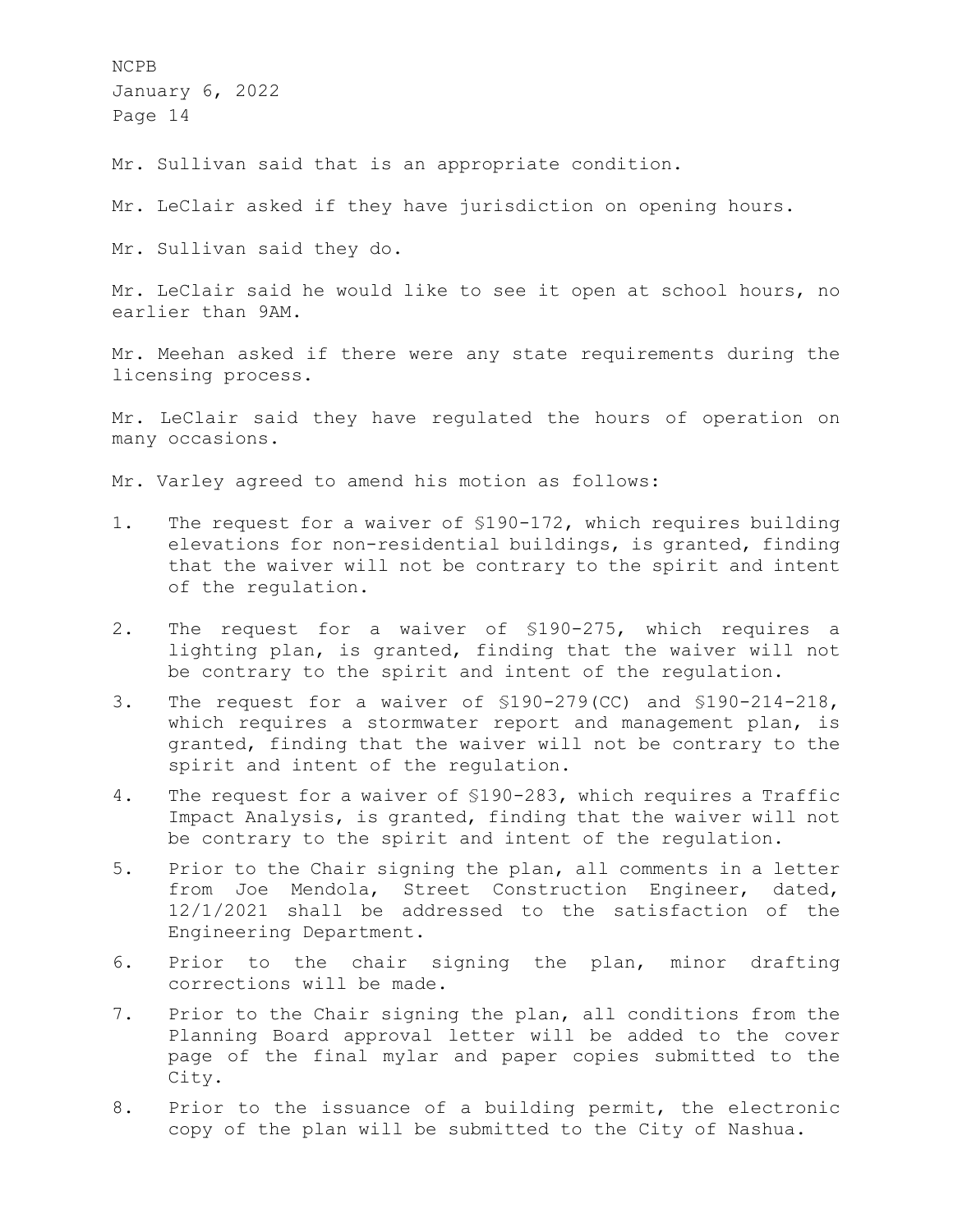Mr. Sullivan said that is an appropriate condition.

Mr. LeClair asked if they have jurisdiction on opening hours.

Mr. Sullivan said they do.

Mr. LeClair said he would like to see it open at school hours, no earlier than 9AM.

Mr. Meehan asked if there were any state requirements during the licensing process.

Mr. LeClair said they have regulated the hours of operation on many occasions.

Mr. Varley agreed to amend his motion as follows:

1. The request for a waiver of §190-172, which requires building elevations for non-residential buildings, is granted, finding that the waiver will not be contrary to the spirit and intent of the regulation.
2. The request for a waiver of §190-275, which requires a lighting plan, is granted, finding that the waiver will not be contrary to the spirit and intent of the regulation.
3. The request for a waiver of §190-279(CC) and §190-214-218, which requires a stormwater report and management plan, is granted, finding that the waiver will not be contrary to the spirit and intent of the regulation.
4. The request for a waiver of §190-283, which requires a Traffic Impact Analysis, is granted, finding that the waiver will not be contrary to the spirit and intent of the regulation.
5. Prior to the Chair signing the plan, all comments in a letter from Joe Mendola, Street Construction Engineer, dated, 12/1/2021 shall be addressed to the satisfaction of the Engineering Department.
6. Prior to the chair signing the plan, minor drafting corrections will be made.
7. Prior to the Chair signing the plan, all conditions from the Planning Board approval letter will be added to the cover page of the final mylar and paper copies submitted to the City.
8. Prior to the issuance of a building permit, the electronic copy of the plan will be submitted to the City of Nashua.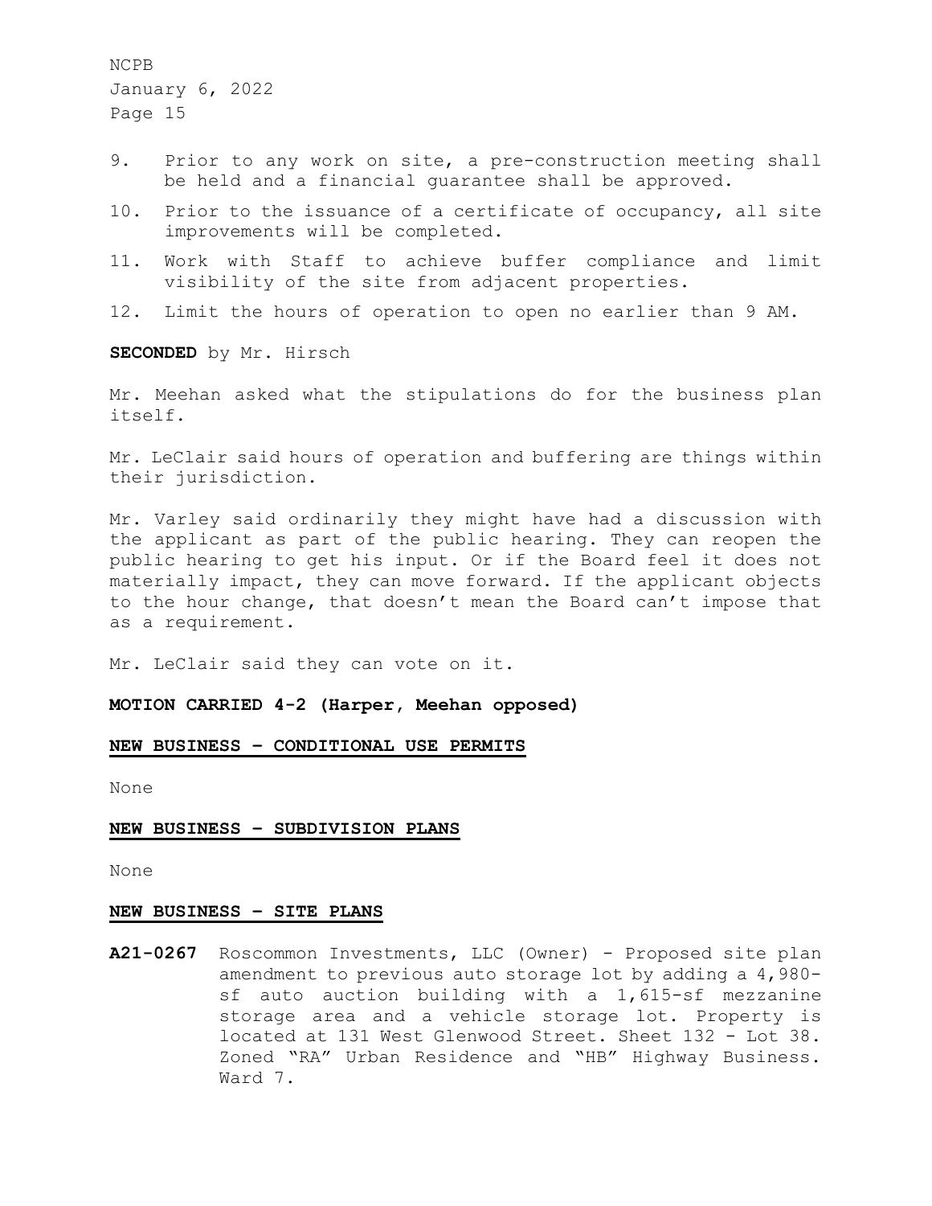9. Prior to any work on site, a pre-construction meeting shall be held and a financial guarantee shall be approved.
10. Prior to the issuance of a certificate of occupancy, all site improvements will be completed.
11. Work with Staff to achieve buffer compliance and limit visibility of the site from adjacent properties.
12. Limit the hours of operation to open no earlier than 9 AM.

**SECONDED** by Mr. Hirsch

Mr. Meehan asked what the stipulations do for the business plan itself.

Mr. LeClair said hours of operation and buffering are things within their jurisdiction.

Mr. Varley said ordinarily they might have had a discussion with the applicant as part of the public hearing. They can reopen the public hearing to get his input. Or if the Board feel it does not materially impact, they can move forward. If the applicant objects to the hour change, that doesn't mean the Board can't impose that as a requirement.

Mr. LeClair said they can vote on it.

**MOTION CARRIED 4-2 (Harper, Meehan opposed)**

## NEW BUSINESS – CONDITIONAL USE PERMITS

None

## NEW BUSINESS – SUBDIVISION PLANS

None

## NEW BUSINESS – SITE PLANS

**A21-0267** Roscommon Investments, LLC (Owner) - Proposed site plan amendment to previous auto storage lot by adding a 4,980-sf auto auction building with a 1,615-sf mezzanine storage area and a vehicle storage lot. Property is located at 131 West Glenwood Street. Sheet 132 - Lot 38. Zoned "RA" Urban Residence and "HB" Highway Business. Ward 7.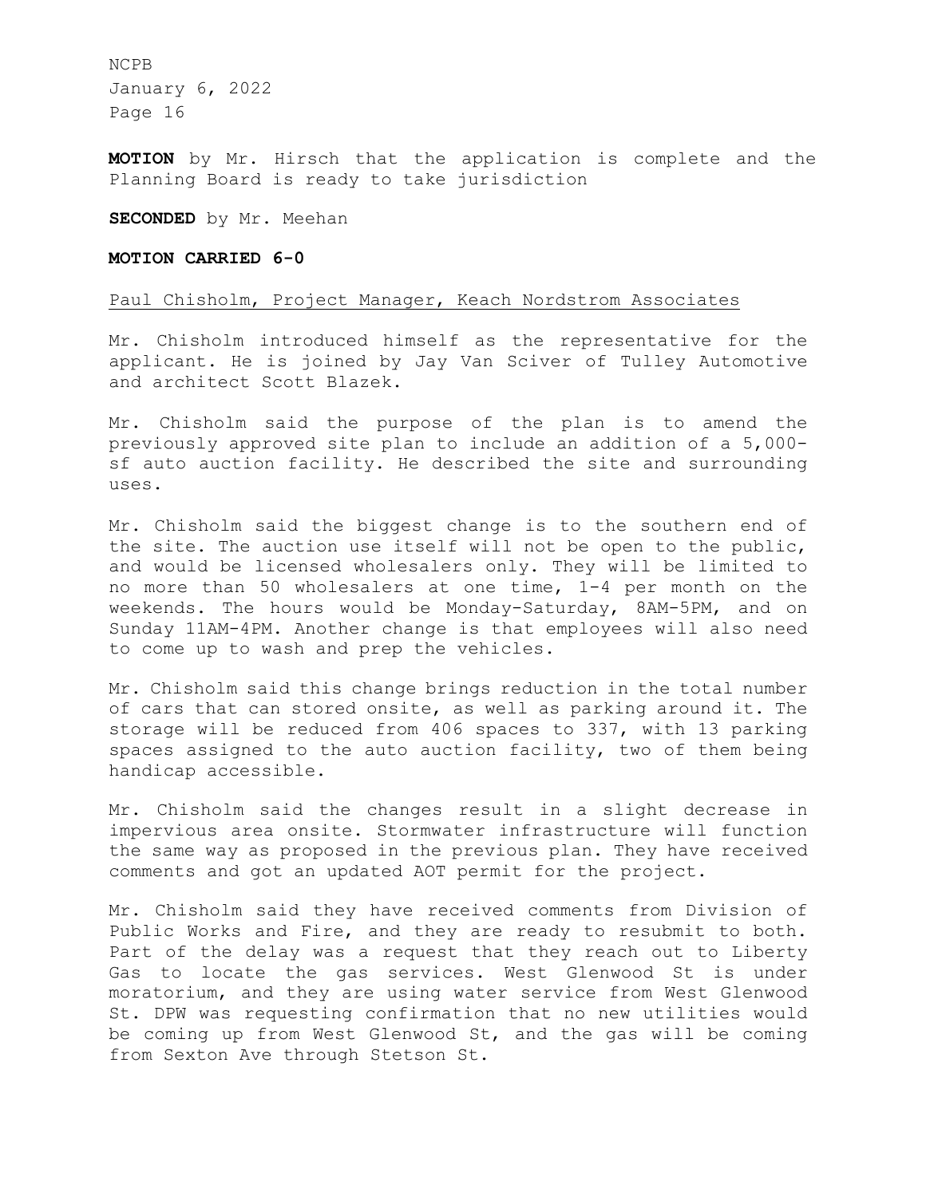**MOTION** by Mr. Hirsch that the application is complete and the Planning Board is ready to take jurisdiction

**SECONDED** by Mr. Meehan

**MOTION CARRIED 6-0**

Paul Chisholm, Project Manager, Keach Nordstrom Associates

Mr. Chisholm introduced himself as the representative for the applicant. He is joined by Jay Van Sciver of Tulley Automotive and architect Scott Blazek.

Mr. Chisholm said the purpose of the plan is to amend the previously approved site plan to include an addition of a 5,000-sf auto auction facility. He described the site and surrounding uses.

Mr. Chisholm said the biggest change is to the southern end of the site. The auction use itself will not be open to the public, and would be licensed wholesalers only. They will be limited to no more than 50 wholesalers at one time, 1-4 per month on the weekends. The hours would be Monday-Saturday, 8AM-5PM, and on Sunday 11AM-4PM. Another change is that employees will also need to come up to wash and prep the vehicles.

Mr. Chisholm said this change brings reduction in the total number of cars that can stored onsite, as well as parking around it. The storage will be reduced from 406 spaces to 337, with 13 parking spaces assigned to the auto auction facility, two of them being handicap accessible.

Mr. Chisholm said the changes result in a slight decrease in impervious area onsite. Stormwater infrastructure will function the same way as proposed in the previous plan. They have received comments and got an updated AOT permit for the project.

Mr. Chisholm said they have received comments from Division of Public Works and Fire, and they are ready to resubmit to both. Part of the delay was a request that they reach out to Liberty Gas to locate the gas services. West Glenwood St is under moratorium, and they are using water service from West Glenwood St. DPW was requesting confirmation that no new utilities would be coming up from West Glenwood St, and the gas will be coming from Sexton Ave through Stetson St.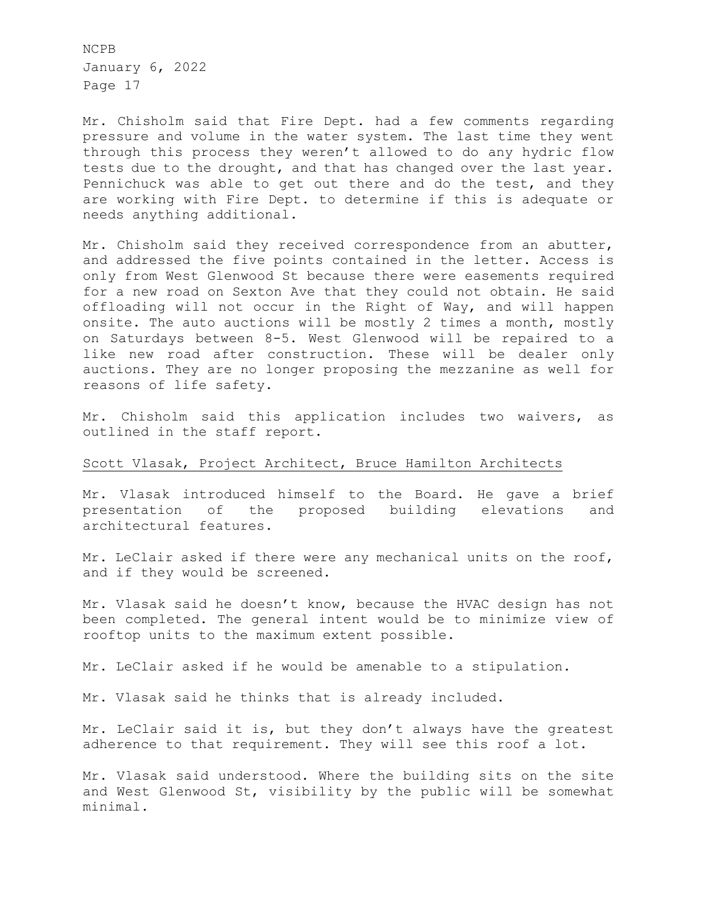Mr. Chisholm said that Fire Dept. had a few comments regarding pressure and volume in the water system. The last time they went through this process they weren't allowed to do any hydric flow tests due to the drought, and that has changed over the last year. Pennichuck was able to get out there and do the test, and they are working with Fire Dept. to determine if this is adequate or needs anything additional.

Mr. Chisholm said they received correspondence from an abutter, and addressed the five points contained in the letter. Access is only from West Glenwood St because there were easements required for a new road on Sexton Ave that they could not obtain. He said offloading will not occur in the Right of Way, and will happen onsite. The auto auctions will be mostly 2 times a month, mostly on Saturdays between 8-5. West Glenwood will be repaired to a like new road after construction. These will be dealer only auctions. They are no longer proposing the mezzanine as well for reasons of life safety.

Mr. Chisholm said this application includes two waivers, as outlined in the staff report.

Scott Vlasak, Project Architect, Bruce Hamilton Architects

Mr. Vlasak introduced himself to the Board. He gave a brief presentation of the proposed building elevations and architectural features.

Mr. LeClair asked if there were any mechanical units on the roof, and if they would be screened.

Mr. Vlasak said he doesn't know, because the HVAC design has not been completed. The general intent would be to minimize view of rooftop units to the maximum extent possible.

Mr. LeClair asked if he would be amenable to a stipulation.

Mr. Vlasak said he thinks that is already included.

Mr. LeClair said it is, but they don't always have the greatest adherence to that requirement. They will see this roof a lot.

Mr. Vlasak said understood. Where the building sits on the site and West Glenwood St, visibility by the public will be somewhat minimal.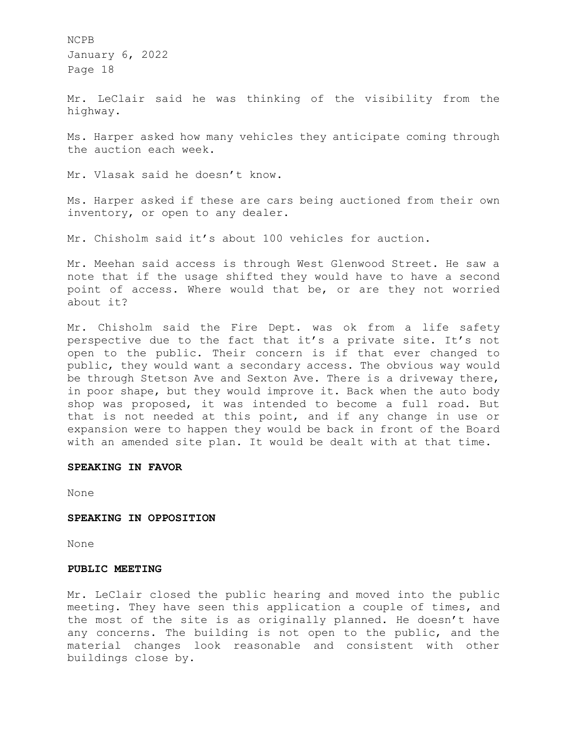Mr. LeClair said he was thinking of the visibility from the highway.

Ms. Harper asked how many vehicles they anticipate coming through the auction each week.

Mr. Vlasak said he doesn't know.

Ms. Harper asked if these are cars being auctioned from their own inventory, or open to any dealer.

Mr. Chisholm said it's about 100 vehicles for auction.

Mr. Meehan said access is through West Glenwood Street. He saw a note that if the usage shifted they would have to have a second point of access. Where would that be, or are they not worried about it?

Mr. Chisholm said the Fire Dept. was ok from a life safety perspective due to the fact that it's a private site. It's not open to the public. Their concern is if that ever changed to public, they would want a secondary access. The obvious way would be through Stetson Ave and Sexton Ave. There is a driveway there, in poor shape, but they would improve it. Back when the auto body shop was proposed, it was intended to become a full road. But that is not needed at this point, and if any change in use or expansion were to happen they would be back in front of the Board with an amended site plan. It would be dealt with at that time.

**SPEAKING IN FAVOR**

None

**SPEAKING IN OPPOSITION**

None

**PUBLIC MEETING**

Mr. LeClair closed the public hearing and moved into the public meeting. They have seen this application a couple of times, and the most of the site is as originally planned. He doesn't have any concerns. The building is not open to the public, and the material changes look reasonable and consistent with other buildings close by.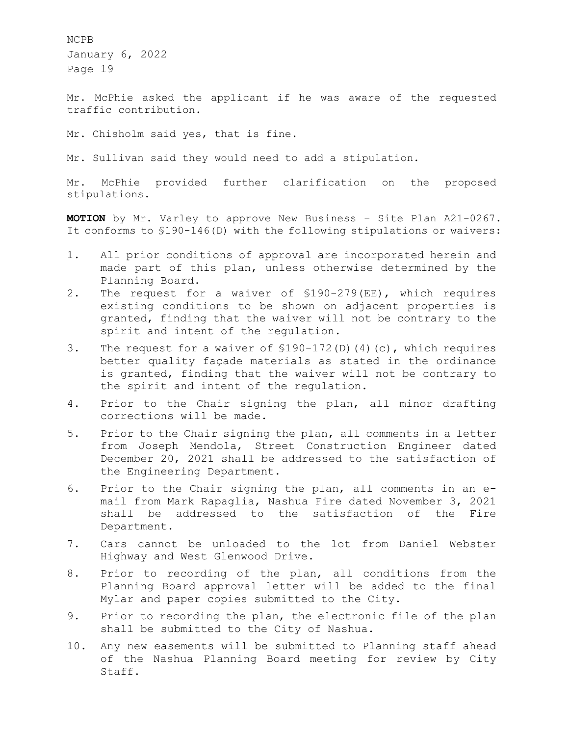Mr. McPhie asked the applicant if he was aware of the requested traffic contribution.

Mr. Chisholm said yes, that is fine.

Mr. Sullivan said they would need to add a stipulation.

Mr. McPhie provided further clarification on the proposed stipulations.

**MOTION** by Mr. Varley to approve New Business – Site Plan A21-0267. It conforms to §190-146(D) with the following stipulations or waivers:

1. All prior conditions of approval are incorporated herein and made part of this plan, unless otherwise determined by the Planning Board.
2. The request for a waiver of §190-279(EE), which requires existing conditions to be shown on adjacent properties is granted, finding that the waiver will not be contrary to the spirit and intent of the regulation.
3. The request for a waiver of §190-172(D)(4)(c), which requires better quality façade materials as stated in the ordinance is granted, finding that the waiver will not be contrary to the spirit and intent of the regulation.
4. Prior to the Chair signing the plan, all minor drafting corrections will be made.
5. Prior to the Chair signing the plan, all comments in a letter from Joseph Mendola, Street Construction Engineer dated December 20, 2021 shall be addressed to the satisfaction of the Engineering Department.
6. Prior to the Chair signing the plan, all comments in an e-mail from Mark Rapaglia, Nashua Fire dated November 3, 2021 shall be addressed to the satisfaction of the Fire Department.
7. Cars cannot be unloaded to the lot from Daniel Webster Highway and West Glenwood Drive.
8. Prior to recording of the plan, all conditions from the Planning Board approval letter will be added to the final Mylar and paper copies submitted to the City.
9. Prior to recording the plan, the electronic file of the plan shall be submitted to the City of Nashua.
10. Any new easements will be submitted to Planning staff ahead of the Nashua Planning Board meeting for review by City Staff.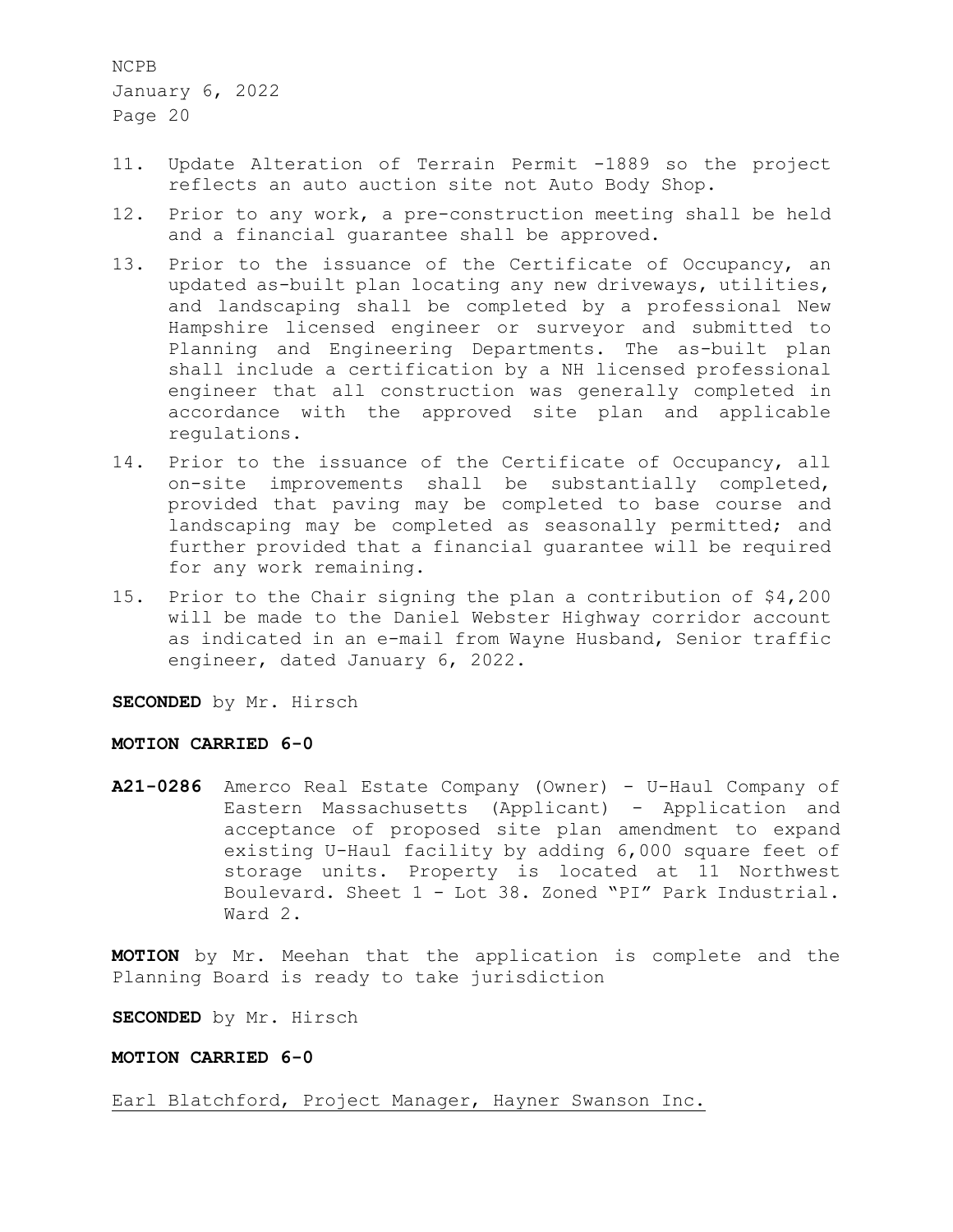11. Update Alteration of Terrain Permit -1889 so the project reflects an auto auction site not Auto Body Shop.
12. Prior to any work, a pre-construction meeting shall be held and a financial guarantee shall be approved.
13. Prior to the issuance of the Certificate of Occupancy, an updated as-built plan locating any new driveways, utilities, and landscaping shall be completed by a professional New Hampshire licensed engineer or surveyor and submitted to Planning and Engineering Departments. The as-built plan shall include a certification by a NH licensed professional engineer that all construction was generally completed in accordance with the approved site plan and applicable regulations.
14. Prior to the issuance of the Certificate of Occupancy, all on-site improvements shall be substantially completed, provided that paving may be completed to base course and landscaping may be completed as seasonally permitted; and further provided that a financial guarantee will be required for any work remaining.
15. Prior to the Chair signing the plan a contribution of $4,200 will be made to the Daniel Webster Highway corridor account as indicated in an e-mail from Wayne Husband, Senior traffic engineer, dated January 6, 2022.

**SECONDED** by Mr. Hirsch

**MOTION CARRIED 6-0**

**A21-0286** Amerco Real Estate Company (Owner) - U-Haul Company of Eastern Massachusetts (Applicant) - Application and acceptance of proposed site plan amendment to expand existing U-Haul facility by adding 6,000 square feet of storage units. Property is located at 11 Northwest Boulevard. Sheet 1 - Lot 38. Zoned "PI" Park Industrial. Ward 2.

**MOTION** by Mr. Meehan that the application is complete and the Planning Board is ready to take jurisdiction

**SECONDED** by Mr. Hirsch

**MOTION CARRIED 6-0**

Earl Blatchford, Project Manager, Hayner Swanson Inc.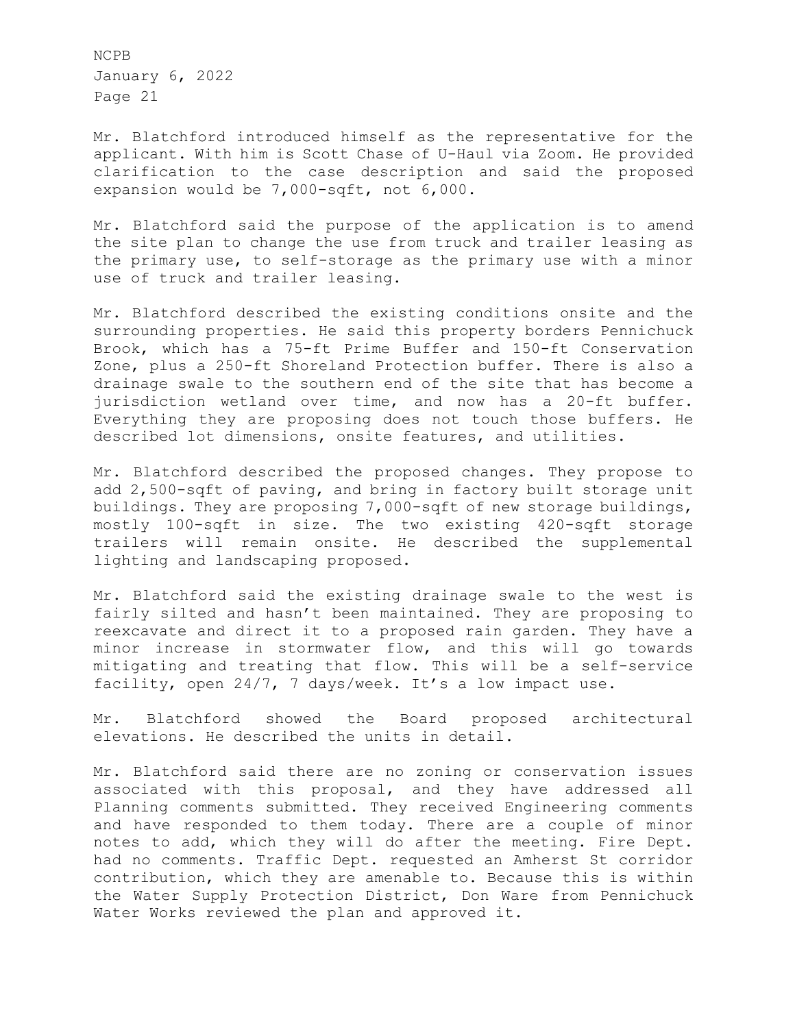Mr. Blatchford introduced himself as the representative for the applicant. With him is Scott Chase of U-Haul via Zoom. He provided clarification to the case description and said the proposed expansion would be 7,000-sqft, not 6,000.

Mr. Blatchford said the purpose of the application is to amend the site plan to change the use from truck and trailer leasing as the primary use, to self-storage as the primary use with a minor use of truck and trailer leasing.

Mr. Blatchford described the existing conditions onsite and the surrounding properties. He said this property borders Pennichuck Brook, which has a 75-ft Prime Buffer and 150-ft Conservation Zone, plus a 250-ft Shoreland Protection buffer. There is also a drainage swale to the southern end of the site that has become a jurisdiction wetland over time, and now has a 20-ft buffer. Everything they are proposing does not touch those buffers. He described lot dimensions, onsite features, and utilities.

Mr. Blatchford described the proposed changes. They propose to add 2,500-sqft of paving, and bring in factory built storage unit buildings. They are proposing 7,000-sqft of new storage buildings, mostly 100-sqft in size. The two existing 420-sqft storage trailers will remain onsite. He described the supplemental lighting and landscaping proposed.

Mr. Blatchford said the existing drainage swale to the west is fairly silted and hasn't been maintained. They are proposing to reexcavate and direct it to a proposed rain garden. They have a minor increase in stormwater flow, and this will go towards mitigating and treating that flow. This will be a self-service facility, open 24/7, 7 days/week. It's a low impact use.

Mr. Blatchford showed the Board proposed architectural elevations. He described the units in detail.

Mr. Blatchford said there are no zoning or conservation issues associated with this proposal, and they have addressed all Planning comments submitted. They received Engineering comments and have responded to them today. There are a couple of minor notes to add, which they will do after the meeting. Fire Dept. had no comments. Traffic Dept. requested an Amherst St corridor contribution, which they are amenable to. Because this is within the Water Supply Protection District, Don Ware from Pennichuck Water Works reviewed the plan and approved it.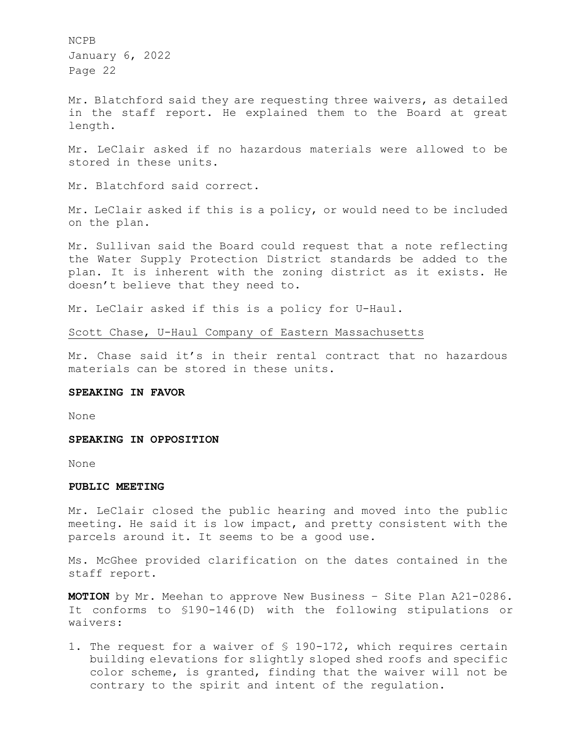Mr. Blatchford said they are requesting three waivers, as detailed in the staff report. He explained them to the Board at great length.

Mr. LeClair asked if no hazardous materials were allowed to be stored in these units.

Mr. Blatchford said correct.

Mr. LeClair asked if this is a policy, or would need to be included on the plan.

Mr. Sullivan said the Board could request that a note reflecting the Water Supply Protection District standards be added to the plan. It is inherent with the zoning district as it exists. He doesn't believe that they need to.

Mr. LeClair asked if this is a policy for U-Haul.

<u>Scott Chase, U-Haul Company of Eastern Massachusetts</u>

Mr. Chase said it's in their rental contract that no hazardous materials can be stored in these units.

**SPEAKING IN FAVOR**

None

**SPEAKING IN OPPOSITION**

None

**PUBLIC MEETING**

Mr. LeClair closed the public hearing and moved into the public meeting. He said it is low impact, and pretty consistent with the parcels around it. It seems to be a good use.

Ms. McGhee provided clarification on the dates contained in the staff report.

**MOTION** by Mr. Meehan to approve New Business – Site Plan A21-0286. It conforms to §190-146(D) with the following stipulations or waivers:

1. The request for a waiver of § 190-172, which requires certain building elevations for slightly sloped shed roofs and specific color scheme, is granted, finding that the waiver will not be contrary to the spirit and intent of the regulation.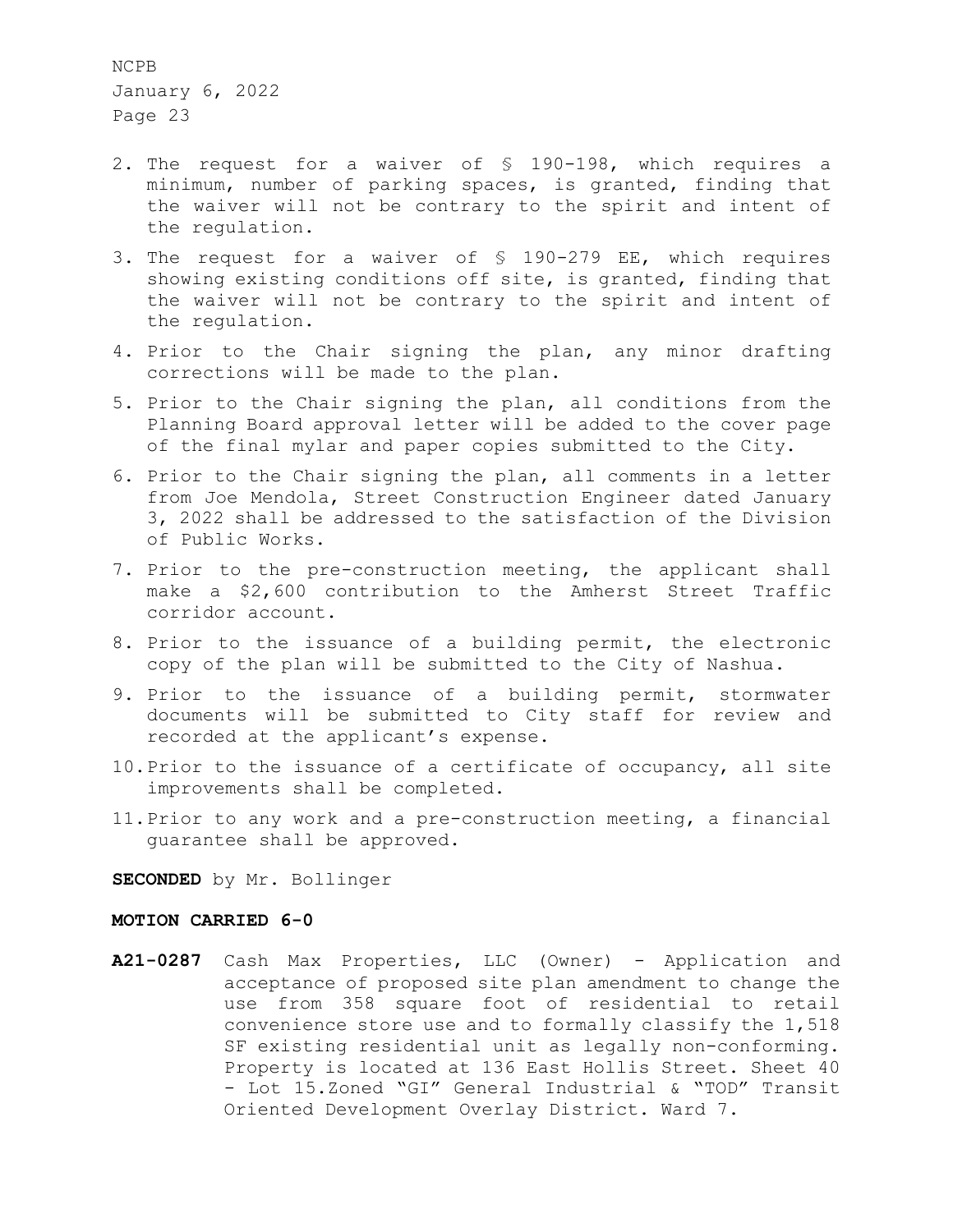2. The request for a waiver of § 190-198, which requires a minimum, number of parking spaces, is granted, finding that the waiver will not be contrary to the spirit and intent of the regulation.
3. The request for a waiver of § 190-279 EE, which requires showing existing conditions off site, is granted, finding that the waiver will not be contrary to the spirit and intent of the regulation.
4. Prior to the Chair signing the plan, any minor drafting corrections will be made to the plan.
5. Prior to the Chair signing the plan, all conditions from the Planning Board approval letter will be added to the cover page of the final mylar and paper copies submitted to the City.
6. Prior to the Chair signing the plan, all comments in a letter from Joe Mendola, Street Construction Engineer dated January 3, 2022 shall be addressed to the satisfaction of the Division of Public Works.
7. Prior to the pre-construction meeting, the applicant shall make a $2,600 contribution to the Amherst Street Traffic corridor account.
8. Prior to the issuance of a building permit, the electronic copy of the plan will be submitted to the City of Nashua.
9. Prior to the issuance of a building permit, stormwater documents will be submitted to City staff for review and recorded at the applicant's expense.
10. Prior to the issuance of a certificate of occupancy, all site improvements shall be completed.
11. Prior to any work and a pre-construction meeting, a financial guarantee shall be approved.

**SECONDED** by Mr. Bollinger

**MOTION CARRIED 6-0**

**A21-0287** Cash Max Properties, LLC (Owner) - Application and acceptance of proposed site plan amendment to change the use from 358 square foot of residential to retail convenience store use and to formally classify the 1,518 SF existing residential unit as legally non-conforming. Property is located at 136 East Hollis Street. Sheet 40 - Lot 15.Zoned "GI" General Industrial & "TOD" Transit Oriented Development Overlay District. Ward 7.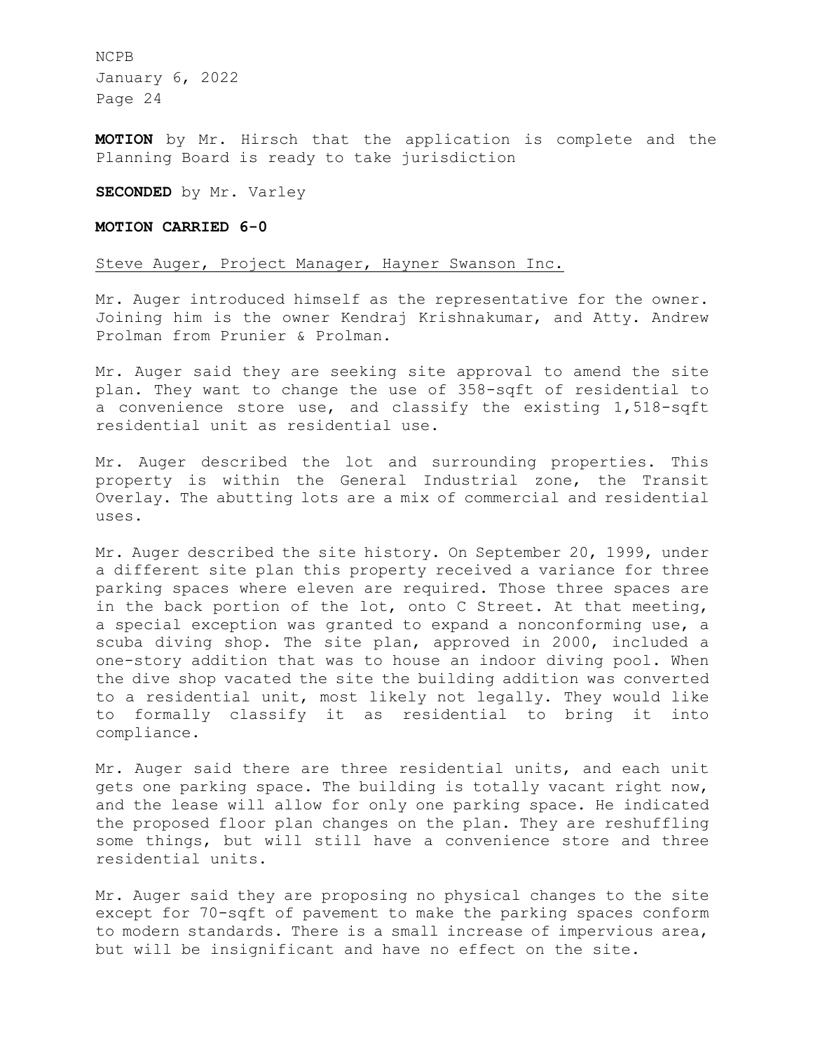**MOTION** by Mr. Hirsch that the application is complete and the Planning Board is ready to take jurisdiction

**SECONDED** by Mr. Varley

**MOTION CARRIED 6-0**

<u>Steve Auger, Project Manager, Hayner Swanson Inc.</u>

Mr. Auger introduced himself as the representative for the owner. Joining him is the owner Kendraj Krishnakumar, and Atty. Andrew Prolman from Prunier & Prolman.

Mr. Auger said they are seeking site approval to amend the site plan. They want to change the use of 358-sqft of residential to a convenience store use, and classify the existing 1,518-sqft residential unit as residential use.

Mr. Auger described the lot and surrounding properties. This property is within the General Industrial zone, the Transit Overlay. The abutting lots are a mix of commercial and residential uses.

Mr. Auger described the site history. On September 20, 1999, under a different site plan this property received a variance for three parking spaces where eleven are required. Those three spaces are in the back portion of the lot, onto C Street. At that meeting, a special exception was granted to expand a nonconforming use, a scuba diving shop. The site plan, approved in 2000, included a one-story addition that was to house an indoor diving pool. When the dive shop vacated the site the building addition was converted to a residential unit, most likely not legally. They would like to formally classify it as residential to bring it into compliance.

Mr. Auger said there are three residential units, and each unit gets one parking space. The building is totally vacant right now, and the lease will allow for only one parking space. He indicated the proposed floor plan changes on the plan. They are reshuffling some things, but will still have a convenience store and three residential units.

Mr. Auger said they are proposing no physical changes to the site except for 70-sqft of pavement to make the parking spaces conform to modern standards. There is a small increase of impervious area, but will be insignificant and have no effect on the site.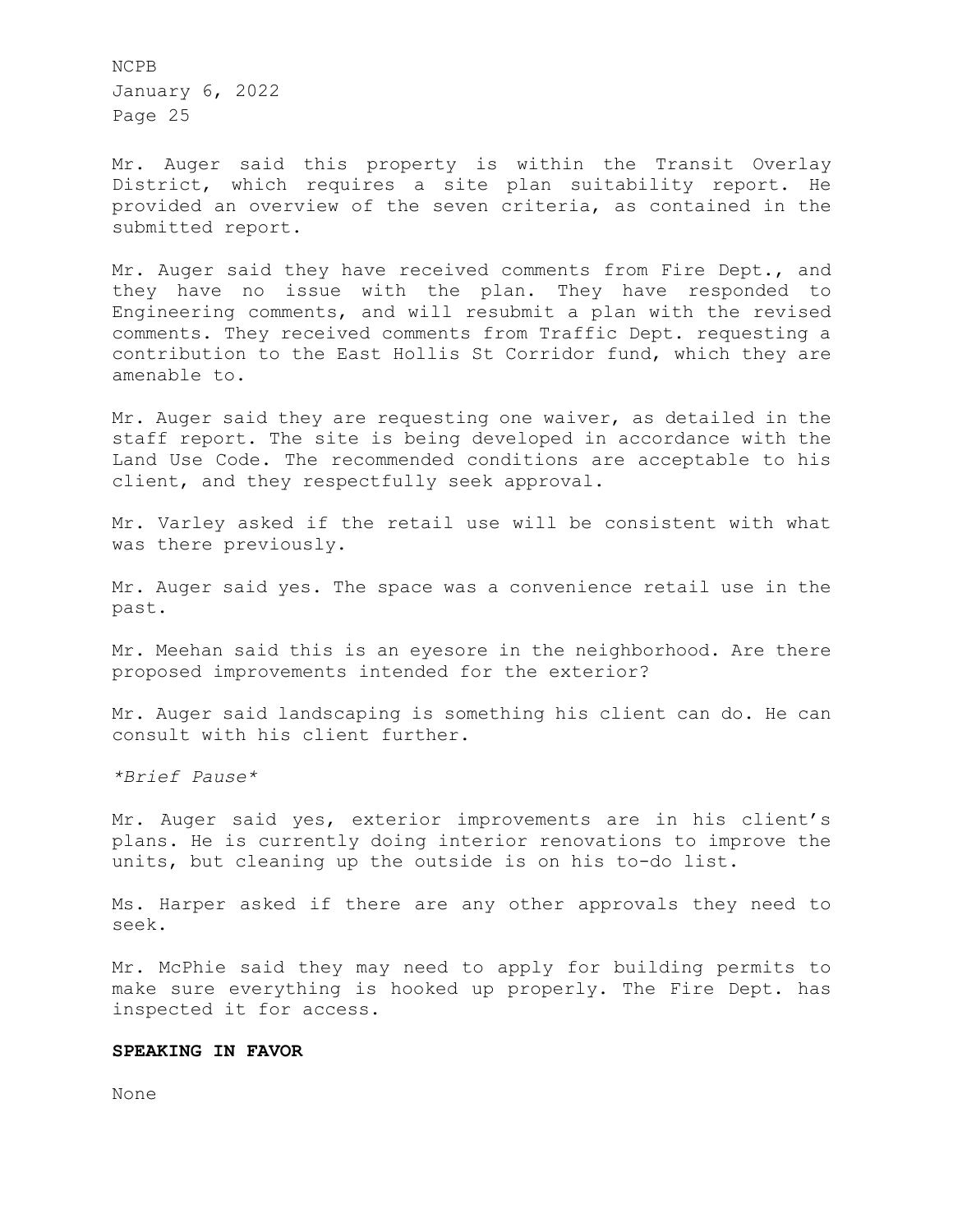Mr. Auger said this property is within the Transit Overlay District, which requires a site plan suitability report. He provided an overview of the seven criteria, as contained in the submitted report.

Mr. Auger said they have received comments from Fire Dept., and they have no issue with the plan. They have responded to Engineering comments, and will resubmit a plan with the revised comments. They received comments from Traffic Dept. requesting a contribution to the East Hollis St Corridor fund, which they are amenable to.

Mr. Auger said they are requesting one waiver, as detailed in the staff report. The site is being developed in accordance with the Land Use Code. The recommended conditions are acceptable to his client, and they respectfully seek approval.

Mr. Varley asked if the retail use will be consistent with what was there previously.

Mr. Auger said yes. The space was a convenience retail use in the past.

Mr. Meehan said this is an eyesore in the neighborhood. Are there proposed improvements intended for the exterior?

Mr. Auger said landscaping is something his client can do. He can consult with his client further.

*Brief Pause*

Mr. Auger said yes, exterior improvements are in his client's plans. He is currently doing interior renovations to improve the units, but cleaning up the outside is on his to-do list.

Ms. Harper asked if there are any other approvals they need to seek.

Mr. McPhie said they may need to apply for building permits to make sure everything is hooked up properly. The Fire Dept. has inspected it for access.

**SPEAKING IN FAVOR**

None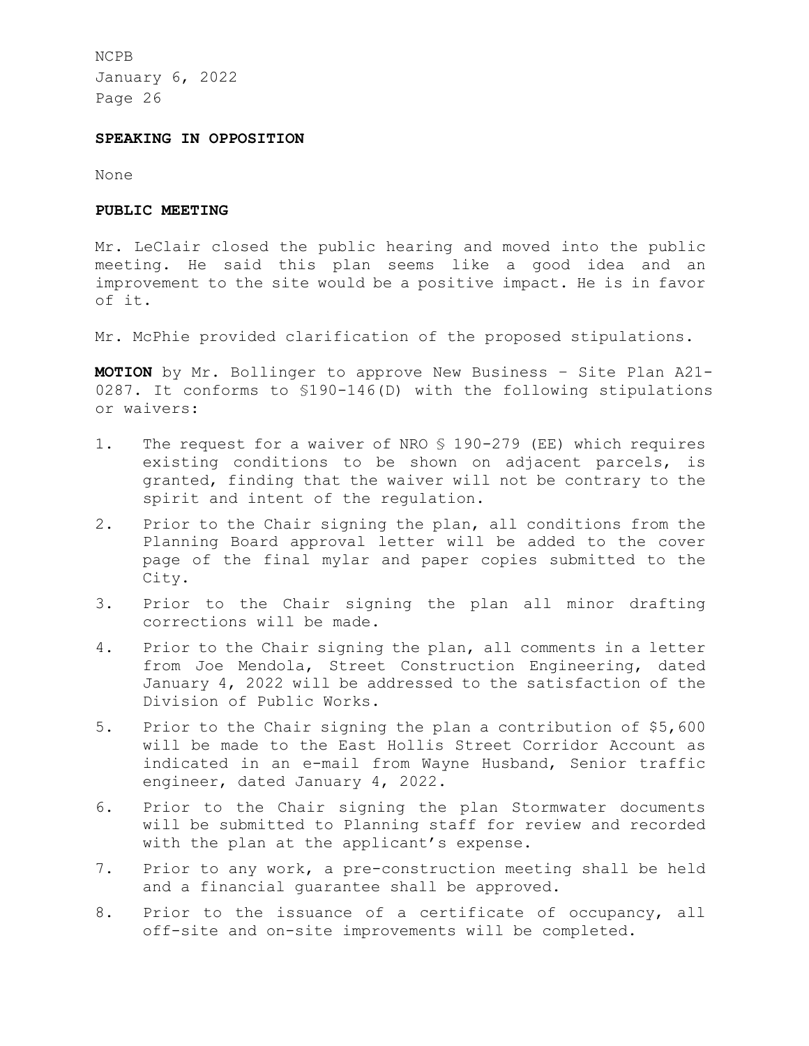**SPEAKING IN OPPOSITION**

None

**PUBLIC MEETING**

Mr. LeClair closed the public hearing and moved into the public meeting. He said this plan seems like a good idea and an improvement to the site would be a positive impact. He is in favor of it.

Mr. McPhie provided clarification of the proposed stipulations.

**MOTION** by Mr. Bollinger to approve New Business – Site Plan A21-0287. It conforms to §190-146(D) with the following stipulations or waivers:

1. The request for a waiver of NRO § 190-279 (EE) which requires existing conditions to be shown on adjacent parcels, is granted, finding that the waiver will not be contrary to the spirit and intent of the regulation.
2. Prior to the Chair signing the plan, all conditions from the Planning Board approval letter will be added to the cover page of the final mylar and paper copies submitted to the City.
3. Prior to the Chair signing the plan all minor drafting corrections will be made.
4. Prior to the Chair signing the plan, all comments in a letter from Joe Mendola, Street Construction Engineering, dated January 4, 2022 will be addressed to the satisfaction of the Division of Public Works.
5. Prior to the Chair signing the plan a contribution of $5,600 will be made to the East Hollis Street Corridor Account as indicated in an e-mail from Wayne Husband, Senior traffic engineer, dated January 4, 2022.
6. Prior to the Chair signing the plan Stormwater documents will be submitted to Planning staff for review and recorded with the plan at the applicant's expense.
7. Prior to any work, a pre-construction meeting shall be held and a financial guarantee shall be approved.
8. Prior to the issuance of a certificate of occupancy, all off-site and on-site improvements will be completed.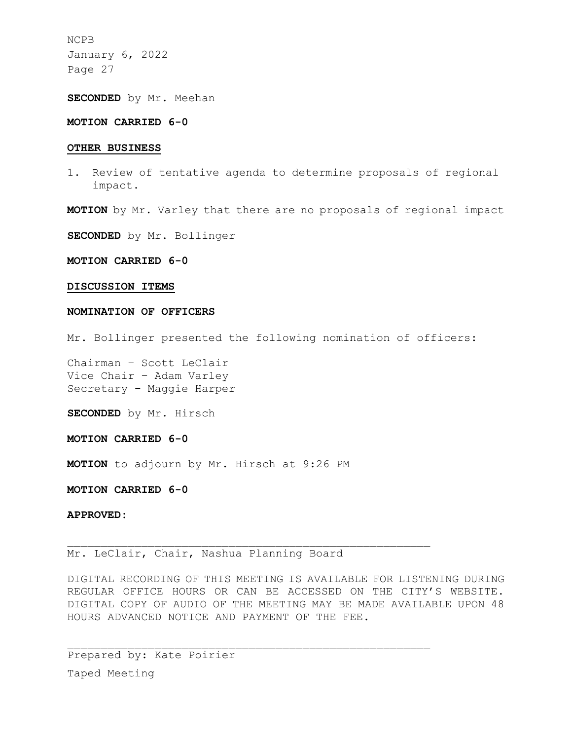**SECONDED** by Mr. Meehan

**MOTION CARRIED 6-0**

**OTHER BUSINESS**

1. Review of tentative agenda to determine proposals of regional impact.

**MOTION** by Mr. Varley that there are no proposals of regional impact

**SECONDED** by Mr. Bollinger

**MOTION CARRIED 6-0**

**DISCUSSION ITEMS**

**NOMINATION OF OFFICERS**

Mr. Bollinger presented the following nomination of officers:

Chairman – Scott LeClair
Vice Chair – Adam Varley
Secretary – Maggie Harper

**SECONDED** by Mr. Hirsch

**MOTION CARRIED 6-0**

**MOTION** to adjourn by Mr. Hirsch at 9:26 PM

**MOTION CARRIED 6-0**

**APPROVED:**

\_\_\_\_\_\_\_\_\_\_\_\_\_\_\_\_\_\_\_\_\_\_\_\_\_\_\_\_\_\_\_\_\_\_\_\_\_\_\_\_\_\_\_\_\_\_\_\_\_\_\_\_\_

Mr. LeClair, Chair, Nashua Planning Board

DIGITAL RECORDING OF THIS MEETING IS AVAILABLE FOR LISTENING DURING REGULAR OFFICE HOURS OR CAN BE ACCESSED ON THE CITY'S WEBSITE. DIGITAL COPY OF AUDIO OF THE MEETING MAY BE MADE AVAILABLE UPON 48 HOURS ADVANCED NOTICE AND PAYMENT OF THE FEE.

\_\_\_\_\_\_\_\_\_\_\_\_\_\_\_\_\_\_\_\_\_\_\_\_\_\_\_\_\_\_\_\_\_\_\_\_\_\_\_\_\_\_\_\_\_\_\_\_\_\_\_\_\_

Prepared by: Kate Poirier

Taped Meeting